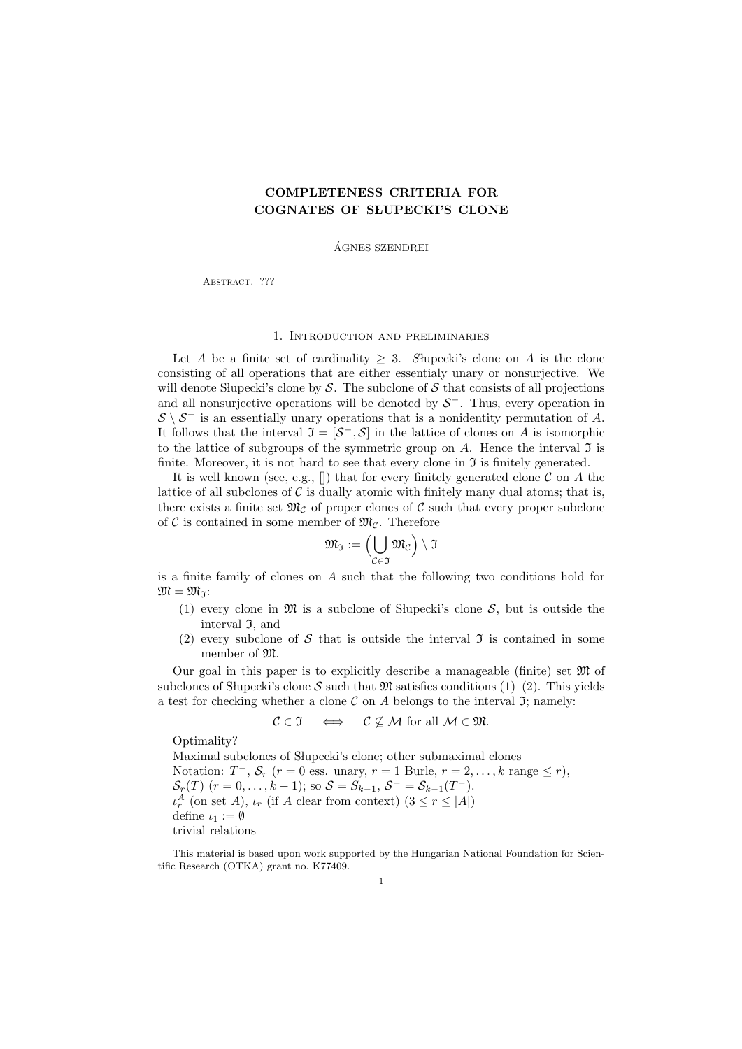# COMPLETENESS CRITERIA FOR COGNATES OF SŁUPECKI'S CLONE

ÁGNES SZENDREI

Abstract. ???

## 1. Introduction and preliminaries

Let $A$ be a finite set of cardinality $\geq 3$. Słupecki's clone on $A$ is the clone consisting of all operations that are either essentialy unary or nonsurjective. We will denote Słupecki's clone by $\mathcal{S}$. The subclone of $\mathcal{S}$ that consists of all projections and all nonsurjective operations will be denoted by $\mathcal{S}^-$. Thus, every operation in $\mathcal{S} \setminus \mathcal{S}^-$ is an essentially unary operations that is a nonidentity permutation of $A$. It follows that the interval $\mathfrak{I} = [\mathcal{S}^-, \mathcal{S}]$ in the lattice of clones on $A$ is isomorphic to the lattice of subgroups of the symmetric group on $A$. Hence the interval $\mathfrak{I}$ is finite. Moreover, it is not hard to see that every clone in $\mathfrak{I}$ is finitely generated.

It is well known (see, e.g., []) that for every finitely generated clone $\mathcal{C}$ on $A$ the lattice of all subclones of $\mathcal{C}$ is dually atomic with finitely many dual atoms; that is, there exists a finite set $\mathfrak{M}_\mathcal{C}$ of proper clones of $\mathcal{C}$ such that every proper subclone of $\mathcal{C}$ is contained in some member of $\mathfrak{M}_\mathcal{C}$. Therefore

$$\mathfrak{M}_\mathfrak{I} := \Big(\bigcup_{\mathcal{C} \in \mathfrak{I}} \mathfrak{M}_\mathcal{C}\Big) \setminus \mathfrak{I}$$

is a finite family of clones on $A$ such that the following two conditions hold for $\mathfrak{M} = \mathfrak{M}_\mathfrak{I}$:

1. every clone in $\mathfrak{M}$ is a subclone of Słupecki's clone $\mathcal{S}$, but is outside the interval $\mathfrak{I}$, and
2. every subclone of $\mathcal{S}$ that is outside the interval $\mathfrak{I}$ is contained in some member of $\mathfrak{M}$.

Our goal in this paper is to explicitly describe a manageable (finite) set $\mathfrak{M}$ of subclones of Słupecki's clone $\mathcal{S}$ such that $\mathfrak{M}$ satisfies conditions (1)–(2). This yields a test for checking whether a clone $\mathcal{C}$ on $A$ belongs to the interval $\mathfrak{I}$; namely:

$$\mathcal{C} \in \mathfrak{I} \quad \Longleftrightarrow \quad \mathcal{C} \not\subseteq \mathcal{M} \text{ for all } \mathcal{M} \in \mathfrak{M}.$$

Optimality?

Maximal subclones of Słupecki's clone; other submaximal clones

Notation: $T^-$, $\mathcal{S}_r$ ($r = 0$ ess. unary, $r = 1$ Burle, $r = 2, \ldots, k$ range $\leq r$),

$\mathcal{S}_r(T)$ ($r = 0, \ldots, k-1$); so $\mathcal{S} = S_{k-1}$, $\mathcal{S}^- = \mathcal{S}_{k-1}(T^-)$.

$\iota_r^A$ (on set $A$), $\iota_r$ (if $A$ clear from context) ($3 \leq r \leq |A|$)

define $\iota_1 := \emptyset$

trivial relations

---

This material is based upon work supported by the Hungarian National Foundation for Scientific Research (OTKA) grant no. K77409.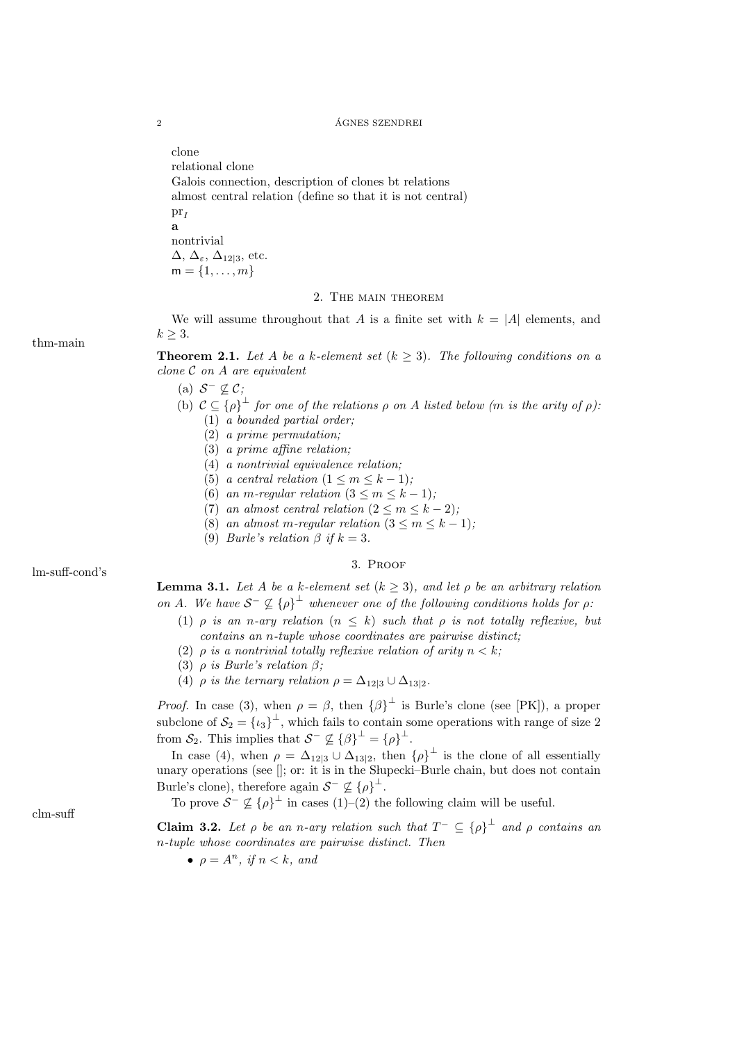clone
relational clone
Galois connection, description of clones bt relations
almost central relation (define so that it is not central)
$\mathrm{pr}_I$
**a**
nontrivial
$\Delta$, $\Delta_\varepsilon$, $\Delta_{12|3}$, etc.
$\mathsf{m} = \{1, \dots, m\}$

## 2. The main theorem

We will assume throughout that $A$ is a finite set with $k = |A|$ elements, and $k \geq 3$.

thm-main

**Theorem 2.1.** *Let $A$ be a $k$-element set ($k \geq 3$). The following conditions on a clone $\mathcal{C}$ on $A$ are equivalent*

(a) $\mathcal{S}^- \not\subseteq \mathcal{C}$;
(b) $\mathcal{C} \subseteq \{\rho\}^\perp$ *for one of the relations $\rho$ on $A$ listed below ($m$ is the arity of $\rho$):*
  (1) *a bounded partial order;*
  (2) *a prime permutation;*
  (3) *a prime affine relation;*
  (4) *a nontrivial equivalence relation;*
  (5) *a central relation ($1 \leq m \leq k-1$);*
  (6) *an $m$-regular relation ($3 \leq m \leq k-1$);*
  (7) *an almost central relation ($2 \leq m \leq k-2$);*
  (8) *an almost $m$-regular relation ($3 \leq m \leq k-1$);*
  (9) *Burle's relation $\beta$ if $k = 3$.*

## 3. Proof

lm-suff-cond's

**Lemma 3.1.** *Let $A$ be a $k$-element set ($k \geq 3$), and let $\rho$ be an arbitrary relation on $A$. We have $\mathcal{S}^- \not\subseteq \{\rho\}^\perp$ whenever one of the following conditions holds for $\rho$:*

(1) *$\rho$ is an $n$-ary relation ($n \leq k$) such that $\rho$ is not totally reflexive, but contains an $n$-tuple whose coordinates are pairwise distinct;*
(2) *$\rho$ is a nontrivial totally reflexive relation of arity $n < k$;*
(3) *$\rho$ is Burle's relation $\beta$;*
(4) *$\rho$ is the ternary relation $\rho = \Delta_{12|3} \cup \Delta_{13|2}$.*

*Proof.* In case (3), when $\rho = \beta$, then $\{\beta\}^\perp$ is Burle's clone (see [PK]), a proper subclone of $\mathcal{S}_2 = \{\iota_3\}^\perp$, which fails to contain some operations with range of size 2 from $\mathcal{S}_2$. This implies that $\mathcal{S}^- \not\subseteq \{\beta\}^\perp = \{\rho\}^\perp$.

In case (4), when $\rho = \Delta_{12|3} \cup \Delta_{13|2}$, then $\{\rho\}^\perp$ is the clone of all essentially unary operations (see []; or: it is in the Słupecki–Burle chain, but does not contain Burle's clone), therefore again $\mathcal{S}^- \not\subseteq \{\rho\}^\perp$.

To prove $\mathcal{S}^- \not\subseteq \{\rho\}^\perp$ in cases (1)–(2) the following claim will be useful.

clm-suff

**Claim 3.2.** *Let $\rho$ be an $n$-ary relation such that $T^- \subseteq \{\rho\}^\perp$ and $\rho$ contains an $n$-tuple whose coordinates are pairwise distinct. Then*

- *$\rho = A^n$, if $n < k$, and*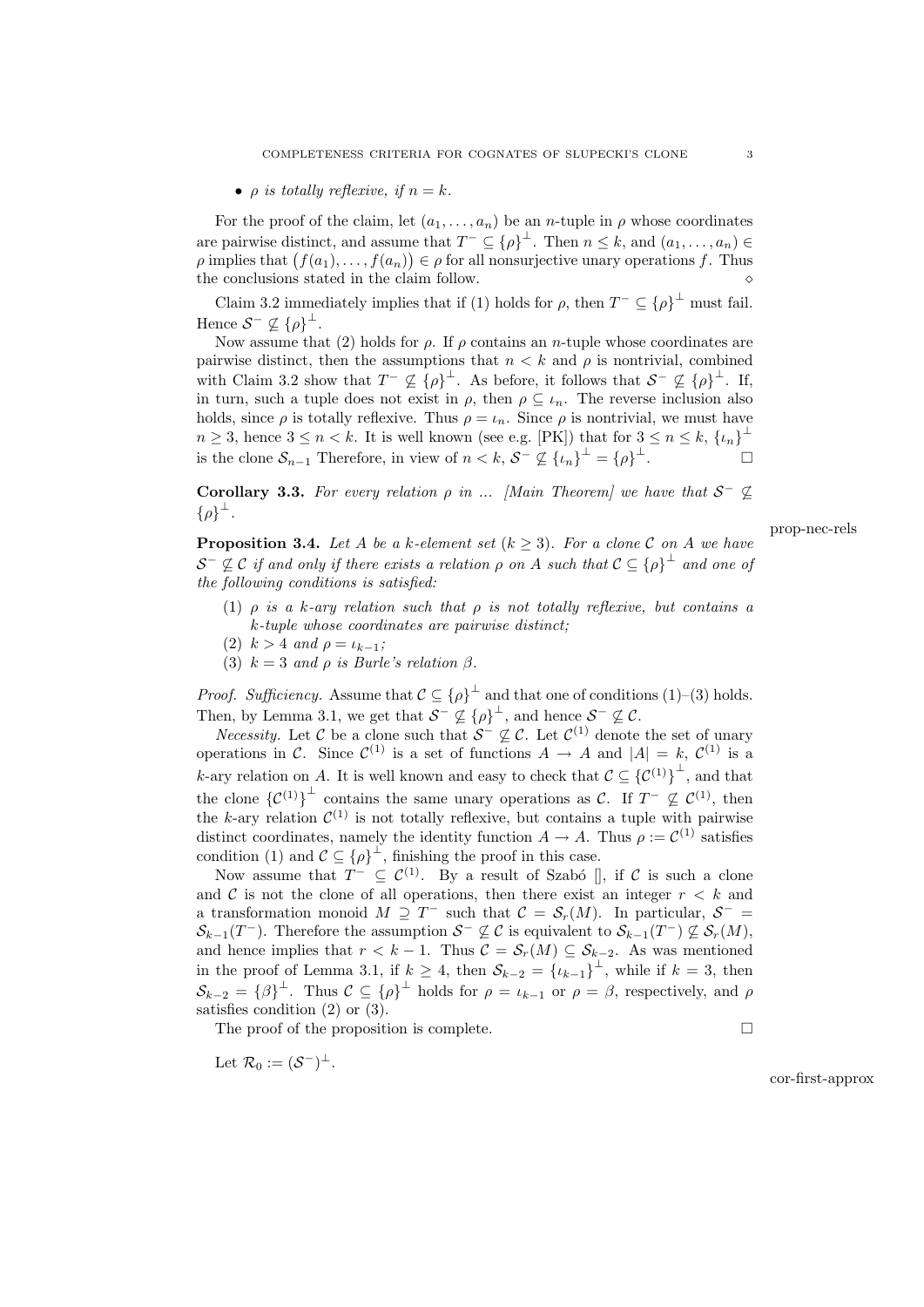- *$\rho$ is totally reflexive, if $n = k$.*

For the proof of the claim, let $(a_1, \dots, a_n)$ be an $n$-tuple in $\rho$ whose coordinates are pairwise distinct, and assume that $T^- \subseteq \{\rho\}^\perp$. Then $n \le k$, and $(a_1, \dots, a_n) \in \rho$ implies that $\big(f(a_1), \dots, f(a_n)\big) \in \rho$ for all nonsurjective unary operations $f$. Thus the conclusions stated in the claim follow. $\diamond$

Claim 3.2 immediately implies that if (1) holds for $\rho$, then $T^- \subseteq \{\rho\}^\perp$ must fail. Hence $\mathcal{S}^- \not\subseteq \{\rho\}^\perp$.

Now assume that (2) holds for $\rho$. If $\rho$ contains an $n$-tuple whose coordinates are pairwise distinct, then the assumptions that $n < k$ and $\rho$ is nontrivial, combined with Claim 3.2 show that $T^- \not\subseteq \{\rho\}^\perp$. As before, it follows that $\mathcal{S}^- \not\subseteq \{\rho\}^\perp$. If, in turn, such a tuple does not exist in $\rho$, then $\rho \subseteq \iota_n$. The reverse inclusion also holds, since $\rho$ is totally reflexive. Thus $\rho = \iota_n$. Since $\rho$ is nontrivial, we must have $n \ge 3$, hence $3 \le n < k$. It is well known (see e.g. [PK]) that for $3 \le n \le k$, $\{\iota_n\}^\perp$ is the clone $\mathcal{S}_{n-1}$ Therefore, in view of $n < k$, $\mathcal{S}^- \not\subseteq \{\iota_n\}^\perp = \{\rho\}^\perp$. $\square$

**Corollary 3.3.** *For every relation $\rho$ in ... [Main Theorem] we have that $\mathcal{S}^- \not\subseteq \{\rho\}^\perp$.*

prop-nec-rels

**Proposition 3.4.** *Let $A$ be a $k$-element set ($k \ge 3$). For a clone $\mathcal{C}$ on $A$ we have $\mathcal{S}^- \not\subseteq \mathcal{C}$ if and only if there exists a relation $\rho$ on $A$ such that $\mathcal{C} \subseteq \{\rho\}^\perp$ and one of the following conditions is satisfied:*

1. *$\rho$ is a $k$-ary relation such that $\rho$ is not totally reflexive, but contains a $k$-tuple whose coordinates are pairwise distinct;*
2. *$k > 4$ and $\rho = \iota_{k-1}$;*
3. *$k = 3$ and $\rho$ is Burle's relation $\beta$.*

*Proof. Sufficiency.* Assume that $\mathcal{C} \subseteq \{\rho\}^\perp$ and that one of conditions (1)–(3) holds. Then, by Lemma 3.1, we get that $\mathcal{S}^- \not\subseteq \{\rho\}^\perp$, and hence $\mathcal{S}^- \not\subseteq \mathcal{C}$.

*Necessity.* Let $\mathcal{C}$ be a clone such that $\mathcal{S}^- \not\subseteq \mathcal{C}$. Let $\mathcal{C}^{(1)}$ denote the set of unary operations in $\mathcal{C}$. Since $\mathcal{C}^{(1)}$ is a set of functions $A \to A$ and $|A| = k$, $\mathcal{C}^{(1)}$ is a $k$-ary relation on $A$. It is well known and easy to check that $\mathcal{C} \subseteq \{\mathcal{C}^{(1)}\}^\perp$, and that the clone $\{\mathcal{C}^{(1)}\}^\perp$ contains the same unary operations as $\mathcal{C}$. If $T^- \not\subseteq \mathcal{C}^{(1)}$, then the $k$-ary relation $\mathcal{C}^{(1)}$ is not totally reflexive, but contains a tuple with pairwise distinct coordinates, namely the identity function $A \to A$. Thus $\rho := \mathcal{C}^{(1)}$ satisfies condition (1) and $\mathcal{C} \subseteq \{\rho\}^\perp$, finishing the proof in this case.

Now assume that $T^- \subseteq \mathcal{C}^{(1)}$. By a result of Szabó [], if $\mathcal{C}$ is such a clone and $\mathcal{C}$ is not the clone of all operations, then there exist an integer $r < k$ and a transformation monoid $M \supseteq T^-$ such that $\mathcal{C} = \mathcal{S}_r(M)$. In particular, $\mathcal{S}^- = \mathcal{S}_{k-1}(T^-)$. Therefore the assumption $\mathcal{S}^- \not\subseteq \mathcal{C}$ is equivalent to $\mathcal{S}_{k-1}(T^-) \not\subseteq \mathcal{S}_r(M)$, and hence implies that $r < k - 1$. Thus $\mathcal{C} = \mathcal{S}_r(M) \subseteq \mathcal{S}_{k-2}$. As was mentioned in the proof of Lemma 3.1, if $k \ge 4$, then $\mathcal{S}_{k-2} = \{\iota_{k-1}\}^\perp$, while if $k = 3$, then $\mathcal{S}_{k-2} = \{\beta\}^\perp$. Thus $\mathcal{C} \subseteq \{\rho\}^\perp$ holds for $\rho = \iota_{k-1}$ or $\rho = \beta$, respectively, and $\rho$ satisfies condition (2) or (3).

The proof of the proposition is complete. $\square$

Let $\mathcal{R}_0 := (\mathcal{S}^-)^\perp$.

cor-first-approx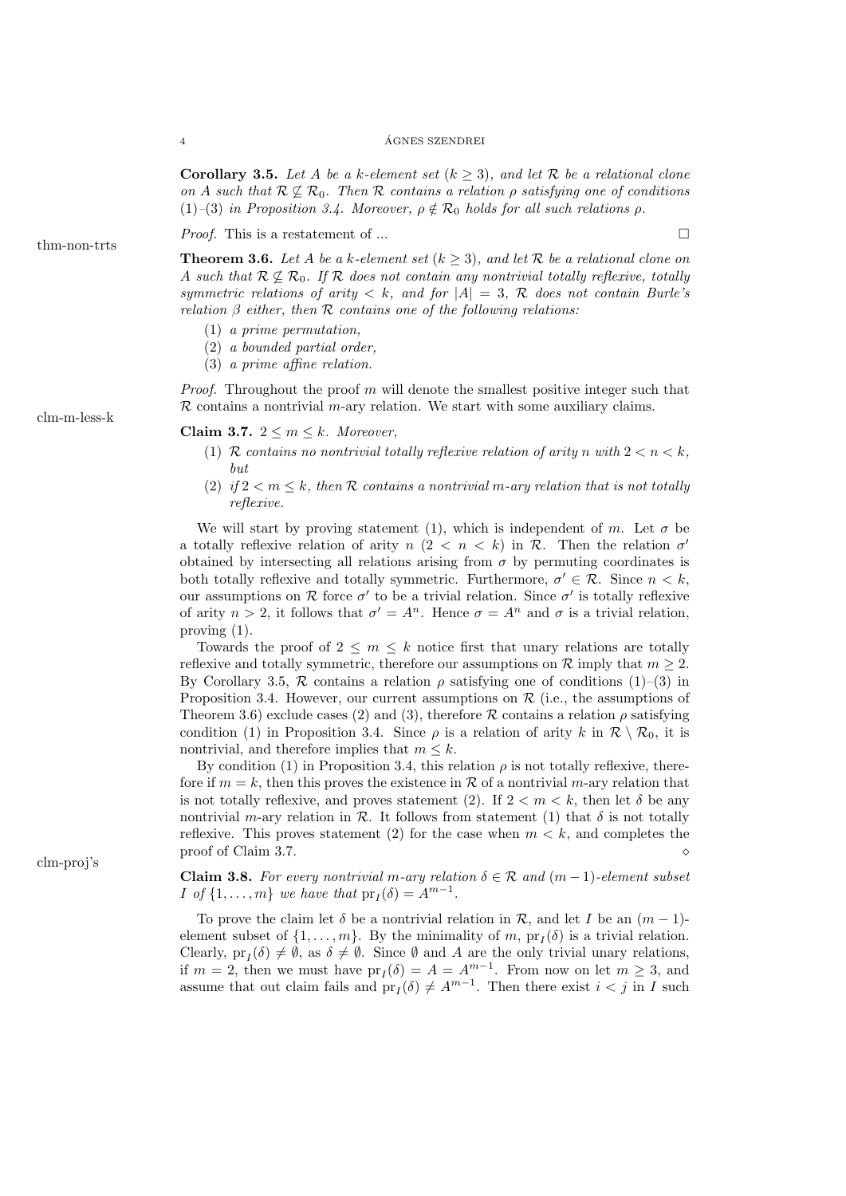**Corollary 3.5.** *Let $A$ be a $k$-element set ($k \geq 3$), and let $\mathcal{R}$ be a relational clone on $A$ such that $\mathcal{R} \not\subseteq \mathcal{R}_0$. Then $\mathcal{R}$ contains a relation $\rho$ satisfying one of conditions (1)–(3) in Proposition 3.4. Moreover, $\rho \notin \mathcal{R}_0$ holds for all such relations $\rho$.*

*Proof.* This is a restatement of ... □

thm-non-trts

**Theorem 3.6.** *Let $A$ be a $k$-element set ($k \geq 3$), and let $\mathcal{R}$ be a relational clone on $A$ such that $\mathcal{R} \not\subseteq \mathcal{R}_0$. If $\mathcal{R}$ does not contain any nontrivial totally reflexive, totally symmetric relations of arity $< k$, and for $|A| = 3$, $\mathcal{R}$ does not contain Burle's relation $\beta$ either, then $\mathcal{R}$ contains one of the following relations:*

1. *a prime permutation,*
2. *a bounded partial order,*
3. *a prime affine relation.*

*Proof.* Throughout the proof $m$ will denote the smallest positive integer such that $\mathcal{R}$ contains a nontrivial $m$-ary relation. We start with some auxiliary claims.

clm-m-less-k

**Claim 3.7.** $2 \leq m \leq k$. *Moreover,*

1. *$\mathcal{R}$ contains no nontrivial totally reflexive relation of arity $n$ with $2 < n < k$, but*
2. *if $2 < m \leq k$, then $\mathcal{R}$ contains a nontrivial $m$-ary relation that is not totally reflexive.*

We will start by proving statement (1), which is independent of $m$. Let $\sigma$ be a totally reflexive relation of arity $n$ ($2 < n < k$) in $\mathcal{R}$. Then the relation $\sigma'$ obtained by intersecting all relations arising from $\sigma$ by permuting coordinates is both totally reflexive and totally symmetric. Furthermore, $\sigma' \in \mathcal{R}$. Since $n < k$, our assumptions on $\mathcal{R}$ force $\sigma'$ to be a trivial relation. Since $\sigma'$ is totally reflexive of arity $n > 2$, it follows that $\sigma' = A^n$. Hence $\sigma = A^n$ and $\sigma$ is a trivial relation, proving (1).

Towards the proof of $2 \leq m \leq k$ notice first that unary relations are totally reflexive and totally symmetric, therefore our assumptions on $\mathcal{R}$ imply that $m \geq 2$. By Corollary 3.5, $\mathcal{R}$ contains a relation $\rho$ satisfying one of conditions (1)–(3) in Proposition 3.4. However, our current assumptions on $\mathcal{R}$ (i.e., the assumptions of Theorem 3.6) exclude cases (2) and (3), therefore $\mathcal{R}$ contains a relation $\rho$ satisfying condition (1) in Proposition 3.4. Since $\rho$ is a relation of arity $k$ in $\mathcal{R} \setminus \mathcal{R}_0$, it is nontrivial, and therefore implies that $m \leq k$.

By condition (1) in Proposition 3.4, this relation $\rho$ is not totally reflexive, therefore if $m = k$, then this proves the existence in $\mathcal{R}$ of a nontrivial $m$-ary relation that is not totally reflexive, and proves statement (2). If $2 < m < k$, then let $\delta$ be any nontrivial $m$-ary relation in $\mathcal{R}$. It follows from statement (1) that $\delta$ is not totally reflexive. This proves statement (2) for the case when $m < k$, and completes the proof of Claim 3.7. ⋄

clm-proj's

**Claim 3.8.** *For every nontrivial $m$-ary relation $\delta \in \mathcal{R}$ and $(m-1)$-element subset $I$ of $\{1, \ldots, m\}$ we have that $\mathrm{pr}_I(\delta) = A^{m-1}$.*

To prove the claim let $\delta$ be a nontrivial relation in $\mathcal{R}$, and let $I$ be an $(m-1)$-element subset of $\{1, \ldots, m\}$. By the minimality of $m$, $\mathrm{pr}_I(\delta)$ is a trivial relation. Clearly, $\mathrm{pr}_I(\delta) \neq \emptyset$, as $\delta \neq \emptyset$. Since $\emptyset$ and $A$ are the only trivial unary relations, if $m = 2$, then we must have $\mathrm{pr}_I(\delta) = A = A^{m-1}$. From now on let $m \geq 3$, and assume that out claim fails and $\mathrm{pr}_I(\delta) \neq A^{m-1}$. Then there exist $i < j$ in $I$ such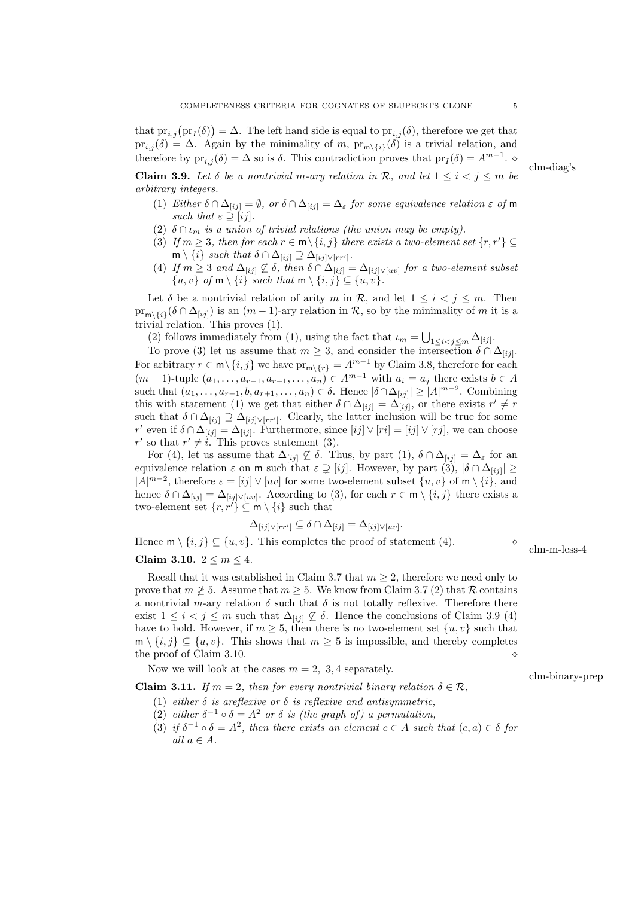that $\mathrm{pr}_{i,j}\big(\mathrm{pr}_I(\delta)\big) = \Delta$. The left hand side is equal to $\mathrm{pr}_{i,j}(\delta)$, therefore we get that $\mathrm{pr}_{i,j}(\delta) = \Delta$. Again by the minimality of $m$, $\mathrm{pr}_{\mathsf{m}\setminus\{i\}}(\delta)$ is a trivial relation, and therefore by $\mathrm{pr}_{i,j}(\delta) = \Delta$ so is $\delta$. This contradiction proves that $\mathrm{pr}_I(\delta) = A^{m-1}$. $\diamond$

**Claim 3.9.** *Let $\delta$ be a nontrivial $m$-ary relation in $\mathcal{R}$, and let $1 \leq i < j \leq m$ be arbitrary integers.*

1. *Either $\delta \cap \Delta_{[ij]} = \emptyset$, or $\delta \cap \Delta_{[ij]} = \Delta_\varepsilon$ for some equivalence relation $\varepsilon$ of $\mathsf{m}$ such that $\varepsilon \supseteq [ij]$.*
2. *$\delta \cap \iota_m$ is a union of trivial relations (the union may be empty).*
3. *If $m \geq 3$, then for each $r \in \mathsf{m}\setminus\{i,j\}$ there exists a two-element set $\{r, r'\} \subseteq \mathsf{m} \setminus \{i\}$ such that $\delta \cap \Delta_{[ij]} \supseteq \Delta_{[ij]\vee[rr']}$.*
4. *If $m \geq 3$ and $\Delta_{[ij]} \not\subseteq \delta$, then $\delta \cap \Delta_{[ij]} = \Delta_{[ij]\vee[uv]}$ for a two-element subset $\{u, v\}$ of $\mathsf{m} \setminus \{i\}$ such that $\mathsf{m} \setminus \{i, j\} \subseteq \{u, v\}$.*

Let $\delta$ be a nontrivial relation of arity $m$ in $\mathcal{R}$, and let $1 \leq i < j \leq m$. Then $\mathrm{pr}_{\mathsf{m}\setminus\{i\}}(\delta \cap \Delta_{[ij]})$ is an $(m-1)$-ary relation in $\mathcal{R}$, so by the minimality of $m$ it is a trivial relation. This proves (1).

(2) follows immediately from (1), using the fact that $\iota_m = \bigcup_{1\leq i<j\leq m} \Delta_{[ij]}$.

To prove (3) let us assume that $m \geq 3$, and consider the intersection $\delta \cap \Delta_{[ij]}$. For arbitrary $r \in \mathsf{m}\setminus\{i,j\}$ we have $\mathrm{pr}_{\mathsf{m}\setminus\{r\}} = A^{m-1}$ by Claim 3.8, therefore for each $(m-1)$-tuple $(a_1, \dots, a_{r-1}, a_{r+1}, \dots, a_n) \in A^{m-1}$ with $a_i = a_j$ there exists $b \in A$ such that $(a_1, \dots, a_{r-1}, b, a_{r+1}, \dots, a_n) \in \delta$. Hence $|\delta\cap\Delta_{[ij]}| \geq |A|^{m-2}$. Combining this with statement (1) we get that either $\delta \cap \Delta_{[ij]} = \Delta_{[ij]}$, or there exists $r' \neq r$ such that $\delta \cap \Delta_{[ij]} \supseteq \Delta_{[ij]\vee[rr']}$. Clearly, the latter inclusion will be true for some $r'$ even if $\delta \cap \Delta_{[ij]} = \Delta_{[ij]}$. Furthermore, since $[ij] \vee [ri] = [ij] \vee [rj]$, we can choose $r'$ so that $r' \neq i$. This proves statement (3).

For (4), let us assume that $\Delta_{[ij]} \not\subseteq \delta$. Thus, by part (1), $\delta \cap \Delta_{[ij]} = \Delta_\varepsilon$ for an equivalence relation $\varepsilon$ on $\mathsf{m}$ such that $\varepsilon \supsetneq [ij]$. However, by part (3), $|\delta \cap \Delta_{[ij]}| \geq |A|^{m-2}$, therefore $\varepsilon = [ij] \vee [uv]$ for some two-element subset $\{u, v\}$ of $\mathsf{m} \setminus \{i\}$, and hence $\delta \cap \Delta_{[ij]} = \Delta_{[ij]\vee[uv]}$. According to (3), for each $r \in \mathsf{m} \setminus \{i, j\}$ there exists a two-element set $\{r, r'\} \subseteq \mathsf{m} \setminus \{i\}$ such that

$$\Delta_{[ij]\vee[rr']} \subseteq \delta \cap \Delta_{[ij]} = \Delta_{[ij]\vee[uv]}.$$

Hence $\mathsf{m} \setminus \{i, j\} \subseteq \{u, v\}$. This completes the proof of statement (4). $\diamond$

**Claim 3.10.** $2 \leq m \leq 4$.

Recall that it was established in Claim 3.7 that $m \geq 2$, therefore we need only to prove that $m \not\geq 5$. Assume that $m \geq 5$. We know from Claim 3.7 (2) that $\mathcal{R}$ contains a nontrivial $m$-ary relation $\delta$ such that $\delta$ is not totally reflexive. Therefore there exist $1 \leq i < j \leq m$ such that $\Delta_{[ij]} \not\subseteq \delta$. Hence the conclusions of Claim 3.9 (4) have to hold. However, if $m \geq 5$, then there is no two-element set $\{u, v\}$ such that $\mathsf{m} \setminus \{i, j\} \subseteq \{u, v\}$. This shows that $m \geq 5$ is impossible, and thereby completes the proof of Claim 3.10. $\diamond$

Now we will look at the cases $m = 2,\ 3, 4$ separately.

**Claim 3.11.** *If $m = 2$, then for every nontrivial binary relation $\delta \in \mathcal{R}$,*

1. *either $\delta$ is areflexive or $\delta$ is reflexive and antisymmetric,*
2. *either $\delta^{-1} \circ \delta = A^2$ or $\delta$ is (the graph of) a permutation,*
3. *if $\delta^{-1} \circ \delta = A^2$, then there exists an element $c \in A$ such that $(c, a) \in \delta$ for all $a \in A$.*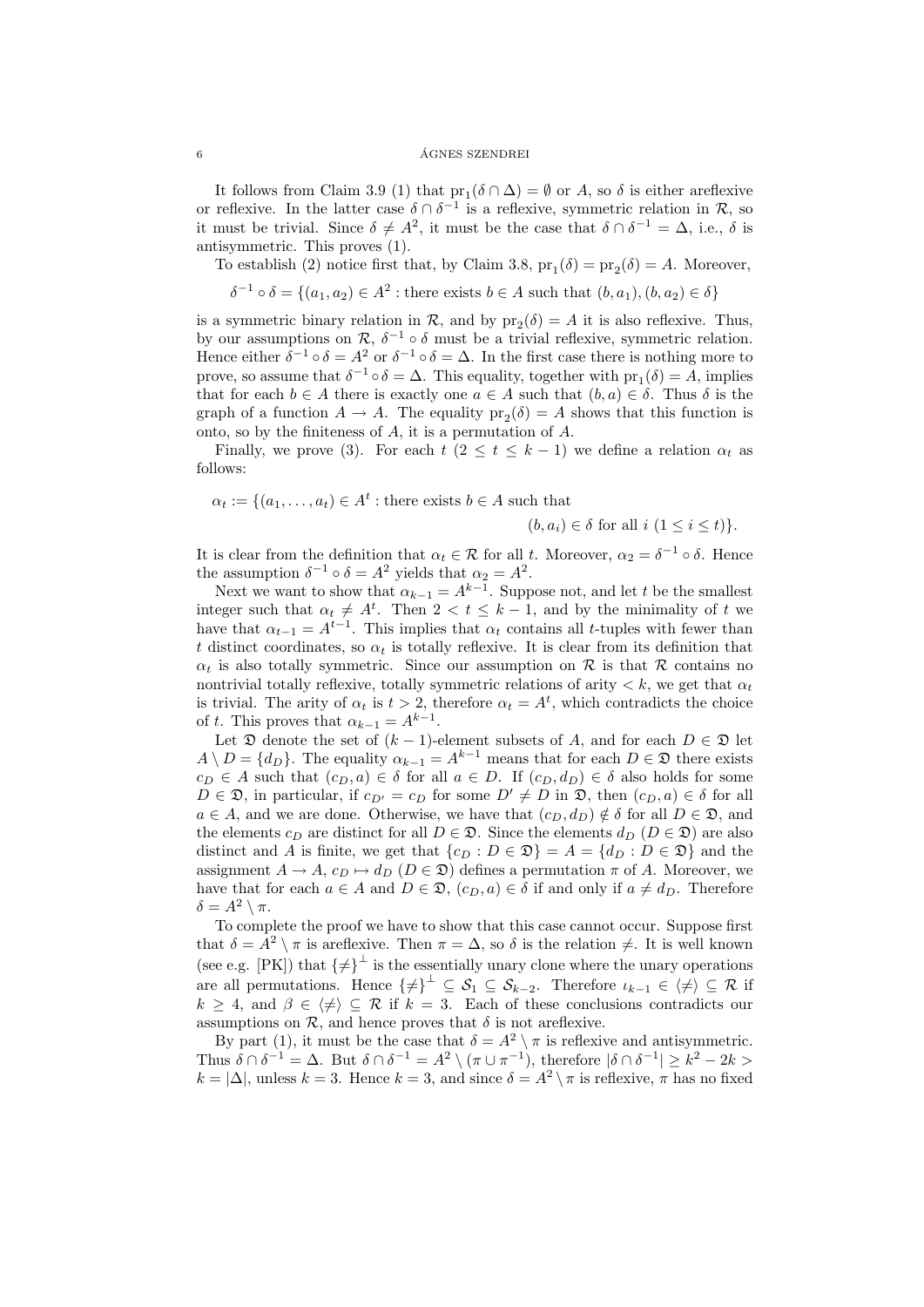It follows from Claim 3.9 (1) that $\mathrm{pr}_1(\delta \cap \Delta) = \emptyset$ or $A$, so $\delta$ is either areflexive or reflexive. In the latter case $\delta \cap \delta^{-1}$ is a reflexive, symmetric relation in $\mathcal{R}$, so it must be trivial. Since $\delta \neq A^2$, it must be the case that $\delta \cap \delta^{-1} = \Delta$, i.e., $\delta$ is antisymmetric. This proves (1).

To establish (2) notice first that, by Claim 3.8, $\mathrm{pr}_1(\delta) = \mathrm{pr}_2(\delta) = A$. Moreover,

$$\delta^{-1} \circ \delta = \{(a_1, a_2) \in A^2 : \text{there exists } b \in A \text{ such that } (b, a_1), (b, a_2) \in \delta\}$$

is a symmetric binary relation in $\mathcal{R}$, and by $\mathrm{pr}_2(\delta) = A$ it is also reflexive. Thus, by our assumptions on $\mathcal{R}$, $\delta^{-1} \circ \delta$ must be a trivial reflexive, symmetric relation. Hence either $\delta^{-1} \circ \delta = A^2$ or $\delta^{-1} \circ \delta = \Delta$. In the first case there is nothing more to prove, so assume that $\delta^{-1} \circ \delta = \Delta$. This equality, together with $\mathrm{pr}_1(\delta) = A$, implies that for each $b \in A$ there is exactly one $a \in A$ such that $(b, a) \in \delta$. Thus $\delta$ is the graph of a function $A \to A$. The equality $\mathrm{pr}_2(\delta) = A$ shows that this function is onto, so by the finiteness of $A$, it is a permutation of $A$.

Finally, we prove (3). For each $t$ ($2 \leq t \leq k-1$) we define a relation $\alpha_t$ as follows:

$$\alpha_t := \{(a_1, \ldots, a_t) \in A^t : \text{there exists } b \in A \text{ such that } (b, a_i) \in \delta \text{ for all } i \ (1 \leq i \leq t)\}.$$

It is clear from the definition that $\alpha_t \in \mathcal{R}$ for all $t$. Moreover, $\alpha_2 = \delta^{-1} \circ \delta$. Hence the assumption $\delta^{-1} \circ \delta = A^2$ yields that $\alpha_2 = A^2$.

Next we want to show that $\alpha_{k-1} = A^{k-1}$. Suppose not, and let $t$ be the smallest integer such that $\alpha_t \neq A^t$. Then $2 < t \leq k-1$, and by the minimality of $t$ we have that $\alpha_{t-1} = A^{t-1}$. This implies that $\alpha_t$ contains all $t$-tuples with fewer than $t$ distinct coordinates, so $\alpha_t$ is totally reflexive. It is clear from its definition that $\alpha_t$ is also totally symmetric. Since our assumption on $\mathcal{R}$ is that $\mathcal{R}$ contains no nontrivial totally reflexive, totally symmetric relations of arity $< k$, we get that $\alpha_t$ is trivial. The arity of $\alpha_t$ is $t > 2$, therefore $\alpha_t = A^t$, which contradicts the choice of $t$. This proves that $\alpha_{k-1} = A^{k-1}$.

Let $\mathfrak{D}$ denote the set of $(k-1)$-element subsets of $A$, and for each $D \in \mathfrak{D}$ let $A \setminus D = \{d_D\}$. The equality $\alpha_{k-1} = A^{k-1}$ means that for each $D \in \mathfrak{D}$ there exists $c_D \in A$ such that $(c_D, a) \in \delta$ for all $a \in D$. If $(c_D, d_D) \in \delta$ also holds for some $D \in \mathfrak{D}$, in particular, if $c_{D'} = c_D$ for some $D' \neq D$ in $\mathfrak{D}$, then $(c_D, a) \in \delta$ for all $a \in A$, and we are done. Otherwise, we have that $(c_D, d_D) \notin \delta$ for all $D \in \mathfrak{D}$, and the elements $c_D$ are distinct for all $D \in \mathfrak{D}$. Since the elements $d_D$ ($D \in \mathfrak{D}$) are also distinct and $A$ is finite, we get that $\{c_D : D \in \mathfrak{D}\} = A = \{d_D : D \in \mathfrak{D}\}$ and the assignment $A \to A$, $c_D \mapsto d_D$ ($D \in \mathfrak{D}$) defines a permutation $\pi$ of $A$. Moreover, we have that for each $a \in A$ and $D \in \mathfrak{D}$, $(c_D, a) \in \delta$ if and only if $a \neq d_D$. Therefore $\delta = A^2 \setminus \pi$.

To complete the proof we have to show that this case cannot occur. Suppose first that $\delta = A^2 \setminus \pi$ is areflexive. Then $\pi = \Delta$, so $\delta$ is the relation $\neq$. It is well known (see e.g. [PK]) that $\{\neq\}^{\perp}$ is the essentially unary clone where the unary operations are all permutations. Hence $\{\neq\}^{\perp} \subseteq \mathcal{S}_1 \subseteq \mathcal{S}_{k-2}$. Therefore $\iota_{k-1} \in \langle \neq \rangle \subseteq \mathcal{R}$ if $k \geq 4$, and $\beta \in \langle \neq \rangle \subseteq \mathcal{R}$ if $k = 3$. Each of these conclusions contradicts our assumptions on $\mathcal{R}$, and hence proves that $\delta$ is not areflexive.

By part (1), it must be the case that $\delta = A^2 \setminus \pi$ is reflexive and antisymmetric. Thus $\delta \cap \delta^{-1} = \Delta$. But $\delta \cap \delta^{-1} = A^2 \setminus (\pi \cup \pi^{-1})$, therefore $|\delta \cap \delta^{-1}| \geq k^2 - 2k > k = |\Delta|$, unless $k = 3$. Hence $k = 3$, and since $\delta = A^2 \setminus \pi$ is reflexive, $\pi$ has no fixed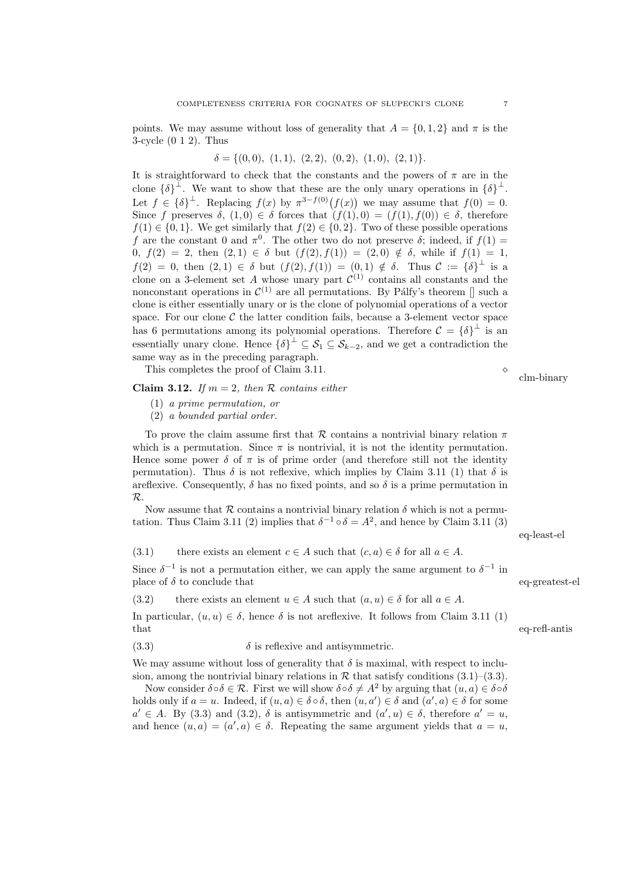points. We may assume without loss of generality that $A = \{0,1,2\}$ and $\pi$ is the 3-cycle (0 1 2). Thus

$$\delta = \{(0,0),\ (1,1),\ (2,2),\ (0,2),\ (1,0),\ (2,1)\}.$$

It is straightforward to check that the constants and the powers of $\pi$ are in the clone $\{\delta\}^\perp$. We want to show that these are the only unary operations in $\{\delta\}^\perp$. Let $f \in \{\delta\}^\perp$. Replacing $f(x)$ by $\pi^{3-f(0)}\big(f(x)\big)$ we may assume that $f(0) = 0$. Since $f$ preserves $\delta$, $(1,0) \in \delta$ forces that $(f(1),0) = (f(1),f(0)) \in \delta$, therefore $f(1) \in \{0,1\}$. We get similarly that $f(2) \in \{0,2\}$. Two of these possible operations $f$ are the constant 0 and $\pi^0$. The other two do not preserve $\delta$; indeed, if $f(1) = 0$, $f(2) = 2$, then $(2,1) \in \delta$ but $(f(2),f(1)) = (2,0) \notin \delta$, while if $f(1) = 1$, $f(2) = 0$, then $(2,1) \in \delta$ but $(f(2),f(1)) = (0,1) \notin \delta$. Thus $\mathcal{C} := \{\delta\}^\perp$ is a clone on a 3-element set $A$ whose unary part $\mathcal{C}^{(1)}$ contains all constants and the nonconstant operations in $\mathcal{C}^{(1)}$ are all permutations. By Pálfy's theorem [] such a clone is either essentially unary or is the clone of polynomial operations of a vector space. For our clone $\mathcal{C}$ the latter condition fails, because a 3-element vector space has 6 permutations among its polynomial operations. Therefore $\mathcal{C} = \{\delta\}^\perp$ is an essentially unary clone. Hence $\{\delta\}^\perp \subseteq \mathcal{S}_1 \subseteq \mathcal{S}_{k-2}$, and we get a contradiction the same way as in the preceding paragraph.

This completes the proof of Claim 3.11. $\diamond$

clm-binary

**Claim 3.12.** *If $m = 2$, then $\mathcal{R}$ contains either*

1. *a prime permutation, or*
2. *a bounded partial order.*

To prove the claim assume first that $\mathcal{R}$ contains a nontrivial binary relation $\pi$ which is a permutation. Since $\pi$ is nontrivial, it is not the identity permutation. Hence some power $\delta$ of $\pi$ is of prime order (and therefore still not the identity permutation). Thus $\delta$ is not reflexive, which implies by Claim 3.11 (1) that $\delta$ is areflexive. Consequently, $\delta$ has no fixed points, and so $\delta$ is a prime permutation in $\mathcal{R}$.

Now assume that $\mathcal{R}$ contains a nontrivial binary relation $\delta$ which is not a permutation. Thus Claim 3.11 (2) implies that $\delta^{-1} \circ \delta = A^2$, and hence by Claim 3.11 (3)

eq-least-el

(3.1) there exists an element $c \in A$ such that $(c,a) \in \delta$ for all $a \in A$.

Since $\delta^{-1}$ is not a permutation either, we can apply the same argument to $\delta^{-1}$ in place of $\delta$ to conclude that

eq-greatest-el

(3.2) there exists an element $u \in A$ such that $(a,u) \in \delta$ for all $a \in A$.

In particular, $(u,u) \in \delta$, hence $\delta$ is not areflexive. It follows from Claim 3.11 (1) that

eq-refl-antis

(3.3) $\delta$ is reflexive and antisymmetric.

We may assume without loss of generality that $\delta$ is maximal, with respect to inclusion, among the nontrivial binary relations in $\mathcal{R}$ that satisfy conditions (3.1)–(3.3).

Now consider $\delta \circ \delta \in \mathcal{R}$. First we will show $\delta \circ \delta \neq A^2$ by arguing that $(u,a) \in \delta \circ \delta$ holds only if $a = u$. Indeed, if $(u,a) \in \delta \circ \delta$, then $(u,a') \in \delta$ and $(a',a) \in \delta$ for some $a' \in A$. By (3.3) and (3.2), $\delta$ is antisymmetric and $(a',u) \in \delta$, therefore $a' = u$, and hence $(u,a) = (a',a) \in \delta$. Repeating the same argument yields that $a = u$,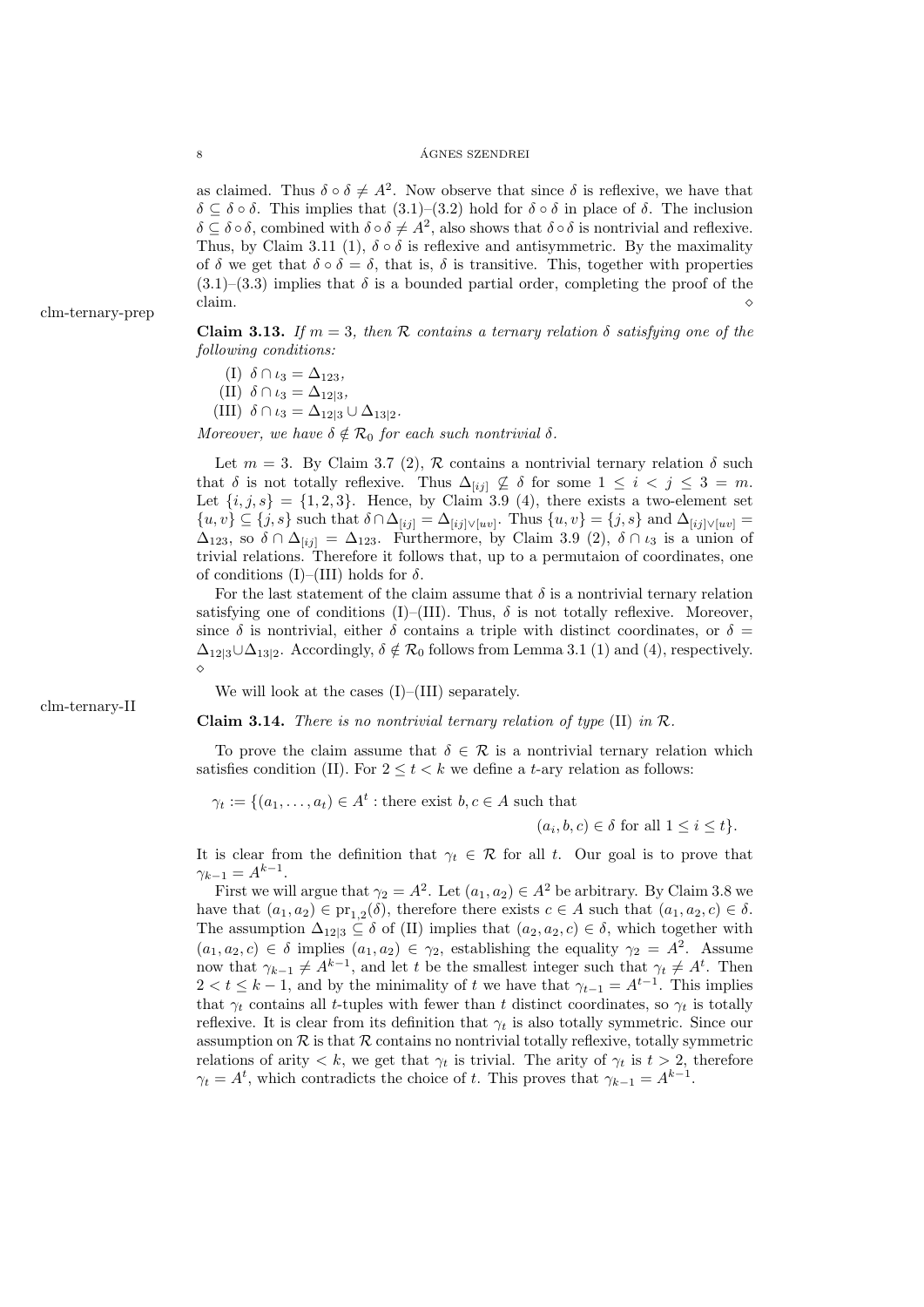as claimed. Thus $\delta \circ \delta \neq A^2$. Now observe that since $\delta$ is reflexive, we have that $\delta \subseteq \delta \circ \delta$. This implies that (3.1)–(3.2) hold for $\delta \circ \delta$ in place of $\delta$. The inclusion $\delta \subseteq \delta \circ \delta$, combined with $\delta \circ \delta \neq A^2$, also shows that $\delta \circ \delta$ is nontrivial and reflexive. Thus, by Claim 3.11 (1), $\delta \circ \delta$ is reflexive and antisymmetric. By the maximality of $\delta$ we get that $\delta \circ \delta = \delta$, that is, $\delta$ is transitive. This, together with properties (3.1)–(3.3) implies that $\delta$ is a bounded partial order, completing the proof of the claim. ⋄

clm-ternary-prep

**Claim 3.13.** *If $m = 3$, then $\mathcal{R}$ contains a ternary relation $\delta$ satisfying one of the following conditions:*

(I) $\delta \cap \iota_3 = \Delta_{123}$,
(II) $\delta \cap \iota_3 = \Delta_{12|3}$,
(III) $\delta \cap \iota_3 = \Delta_{12|3} \cup \Delta_{13|2}$.

*Moreover, we have $\delta \notin \mathcal{R}_0$ for each such nontrivial $\delta$.*

Let $m = 3$. By Claim 3.7 (2), $\mathcal{R}$ contains a nontrivial ternary relation $\delta$ such that $\delta$ is not totally reflexive. Thus $\Delta_{[ij]} \not\subseteq \delta$ for some $1 \leq i < j \leq 3 = m$. Let $\{i, j, s\} = \{1, 2, 3\}$. Hence, by Claim 3.9 (4), there exists a two-element set $\{u, v\} \subseteq \{j, s\}$ such that $\delta \cap \Delta_{[ij]} = \Delta_{[ij]\vee[uv]}$. Thus $\{u, v\} = \{j, s\}$ and $\Delta_{[ij]\vee[uv]} = \Delta_{123}$, so $\delta \cap \Delta_{[ij]} = \Delta_{123}$. Furthermore, by Claim 3.9 (2), $\delta \cap \iota_3$ is a union of trivial relations. Therefore it follows that, up to a permutaion of coordinates, one of conditions (I)–(III) holds for $\delta$.

For the last statement of the claim assume that $\delta$ is a nontrivial ternary relation satisfying one of conditions (I)–(III). Thus, $\delta$ is not totally reflexive. Moreover, since $\delta$ is nontrivial, either $\delta$ contains a triple with distinct coordinates, or $\delta = \Delta_{12|3} \cup \Delta_{13|2}$. Accordingly, $\delta \notin \mathcal{R}_0$ follows from Lemma 3.1 (1) and (4), respectively. ⋄

We will look at the cases (I)–(III) separately.

clm-ternary-II

**Claim 3.14.** *There is no nontrivial ternary relation of type* (II) *in $\mathcal{R}$.*

To prove the claim assume that $\delta \in \mathcal{R}$ is a nontrivial ternary relation which satisfies condition (II). For $2 \leq t < k$ we define a $t$-ary relation as follows:

$$\gamma_t := \{(a_1, \ldots, a_t) \in A^t : \text{there exist } b, c \in A \text{ such that } (a_i, b, c) \in \delta \text{ for all } 1 \leq i \leq t\}.$$

It is clear from the definition that $\gamma_t \in \mathcal{R}$ for all $t$. Our goal is to prove that $\gamma_{k-1} = A^{k-1}$.

First we will argue that $\gamma_2 = A^2$. Let $(a_1, a_2) \in A^2$ be arbitrary. By Claim 3.8 we have that $(a_1, a_2) \in \mathrm{pr}_{1,2}(\delta)$, therefore there exists $c \in A$ such that $(a_1, a_2, c) \in \delta$. The assumption $\Delta_{12|3} \subseteq \delta$ of (II) implies that $(a_2, a_2, c) \in \delta$, which together with $(a_1, a_2, c) \in \delta$ implies $(a_1, a_2) \in \gamma_2$, establishing the equality $\gamma_2 = A^2$. Assume now that $\gamma_{k-1} \neq A^{k-1}$, and let $t$ be the smallest integer such that $\gamma_t \neq A^t$. Then $2 < t \leq k-1$, and by the minimality of $t$ we have that $\gamma_{t-1} = A^{t-1}$. This implies that $\gamma_t$ contains all $t$-tuples with fewer than $t$ distinct coordinates, so $\gamma_t$ is totally reflexive. It is clear from its definition that $\gamma_t$ is also totally symmetric. Since our assumption on $\mathcal{R}$ is that $\mathcal{R}$ contains no nontrivial totally reflexive, totally symmetric relations of arity $< k$, we get that $\gamma_t$ is trivial. The arity of $\gamma_t$ is $t > 2$, therefore $\gamma_t = A^t$, which contradicts the choice of $t$. This proves that $\gamma_{k-1} = A^{k-1}$.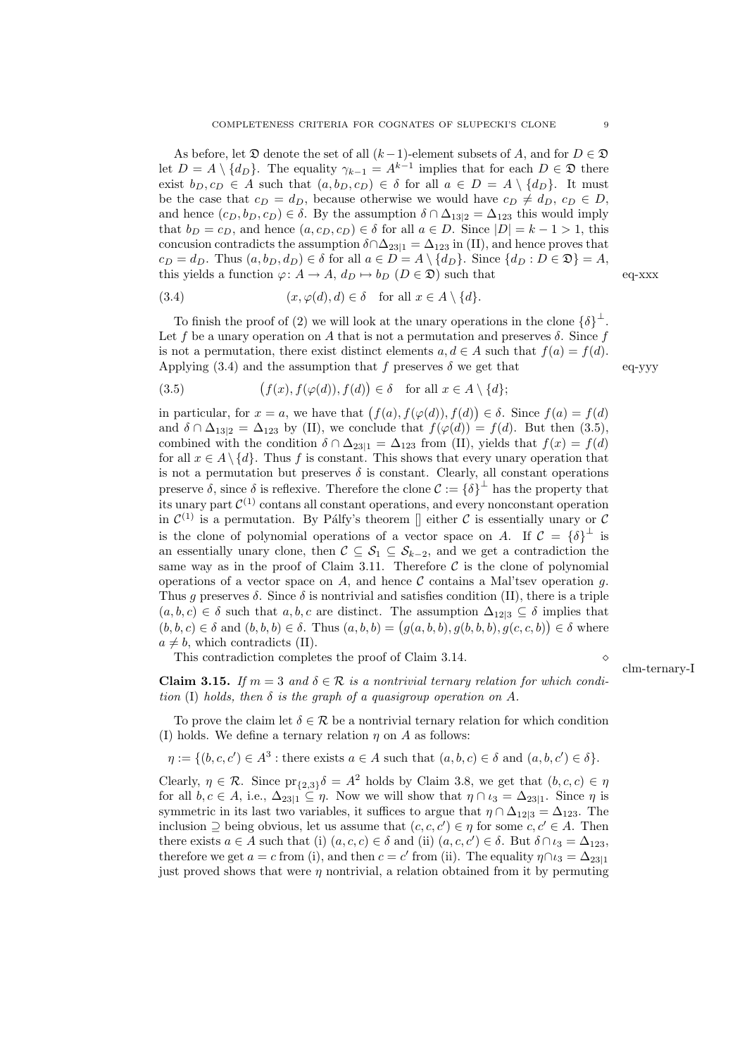As before, let $\mathfrak{D}$ denote the set of all $(k-1)$-element subsets of $A$, and for $D \in \mathfrak{D}$ let $D = A \setminus \{d_D\}$. The equality $\gamma_{k-1} = A^{k-1}$ implies that for each $D \in \mathfrak{D}$ there exist $b_D, c_D \in A$ such that $(a, b_D, c_D) \in \delta$ for all $a \in D = A \setminus \{d_D\}$. It must be the case that $c_D = d_D$, because otherwise we would have $c_D \neq d_D$, $c_D \in D$, and hence $(c_D, b_D, c_D) \in \delta$. By the assumption $\delta \cap \Delta_{13|2} = \Delta_{123}$ this would imply that $b_D = c_D$, and hence $(a, c_D, c_D) \in \delta$ for all $a \in D$. Since $|D| = k-1 > 1$, this concusion contradicts the assumption $\delta \cap \Delta_{23|1} = \Delta_{123}$ in (II), and hence proves that $c_D = d_D$. Thus $(a, b_D, d_D) \in \delta$ for all $a \in D = A \setminus \{d_D\}$. Since $\{d_D : D \in \mathfrak{D}\} = A$, this yields a function $\varphi \colon A \to A$, $d_D \mapsto b_D$ $(D \in \mathfrak{D})$ such that eq-xxx

$$(x, \varphi(d), d) \in \delta \quad \text{for all } x \in A \setminus \{d\}. \tag{3.4}$$

To finish the proof of (2) we will look at the unary operations in the clone $\{\delta\}^{\perp}$. Let $f$ be a unary operation on $A$ that is not a permutation and preserves $\delta$. Since $f$ is not a permutation, there exist distinct elements $a, d \in A$ such that $f(a) = f(d)$. Applying (3.4) and the assumption that $f$ preserves $\delta$ we get that eq-yyy

$$\big(f(x), f(\varphi(d)), f(d)\big) \in \delta \quad \text{for all } x \in A \setminus \{d\}; \tag{3.5}$$

in particular, for $x = a$, we have that $\big(f(a), f(\varphi(d)), f(d)\big) \in \delta$. Since $f(a) = f(d)$ and $\delta \cap \Delta_{13|2} = \Delta_{123}$ by (II), we conclude that $f(\varphi(d)) = f(d)$. But then (3.5), combined with the condition $\delta \cap \Delta_{23|1} = \Delta_{123}$ from (II), yields that $f(x) = f(d)$ for all $x \in A \setminus \{d\}$. Thus $f$ is constant. This shows that every unary operation that is not a permutation but preserves $\delta$ is constant. Clearly, all constant operations preserve $\delta$, since $\delta$ is reflexive. Therefore the clone $\mathcal{C} := \{\delta\}^{\perp}$ has the property that its unary part $\mathcal{C}^{(1)}$ contans all constant operations, and every nonconstant operation in $\mathcal{C}^{(1)}$ is a permutation. By Pálfy's theorem [] either $\mathcal{C}$ is essentially unary or $\mathcal{C}$ is the clone of polynomial operations of a vector space on $A$. If $\mathcal{C} = \{\delta\}^{\perp}$ is an essentially unary clone, then $\mathcal{C} \subseteq \mathcal{S}_1 \subseteq \mathcal{S}_{k-2}$, and we get a contradiction the same way as in the proof of Claim 3.11. Therefore $\mathcal{C}$ is the clone of polynomial operations of a vector space on $A$, and hence $\mathcal{C}$ contains a Mal'tsev operation $g$. Thus $g$ preserves $\delta$. Since $\delta$ is nontrivial and satisfies condition (II), there is a triple $(a, b, c) \in \delta$ such that $a, b, c$ are distinct. The assumption $\Delta_{12|3} \subseteq \delta$ implies that $(b, b, c) \in \delta$ and $(b, b, b) \in \delta$. Thus $(a, b, b) = \big(g(a, b, b), g(b, b, b), g(c, c, b)\big) \in \delta$ where $a \neq b$, which contradicts (II).

This contradiction completes the proof of Claim 3.14. $\diamond$

clm-ternary-I

**Claim 3.15.** *If $m = 3$ and $\delta \in \mathcal{R}$ is a nontrivial ternary relation for which condition* (I) *holds, then $\delta$ is the graph of a quasigroup operation on $A$.*

To prove the claim let $\delta \in \mathcal{R}$ be a nontrivial ternary relation for which condition (I) holds. We define a ternary relation $\eta$ on $A$ as follows:

$$\eta := \{(b, c, c') \in A^3 : \text{there exists } a \in A \text{ such that } (a, b, c) \in \delta \text{ and } (a, b, c') \in \delta\}.$$

Clearly, $\eta \in \mathcal{R}$. Since $\mathrm{pr}_{\{2,3\}}\delta = A^2$ holds by Claim 3.8, we get that $(b, c, c) \in \eta$ for all $b, c \in A$, i.e., $\Delta_{23|1} \subseteq \eta$. Now we will show that $\eta \cap \iota_3 = \Delta_{23|1}$. Since $\eta$ is symmetric in its last two variables, it suffices to argue that $\eta \cap \Delta_{12|3} = \Delta_{123}$. The inclusion $\supseteq$ being obvious, let us assume that $(c, c, c') \in \eta$ for some $c, c' \in A$. Then there exists $a \in A$ such that (i) $(a, c, c) \in \delta$ and (ii) $(a, c, c') \in \delta$. But $\delta \cap \iota_3 = \Delta_{123}$, therefore we get $a = c$ from (i), and then $c = c'$ from (ii). The equality $\eta \cap \iota_3 = \Delta_{23|1}$ just proved shows that were $\eta$ nontrivial, a relation obtained from it by permuting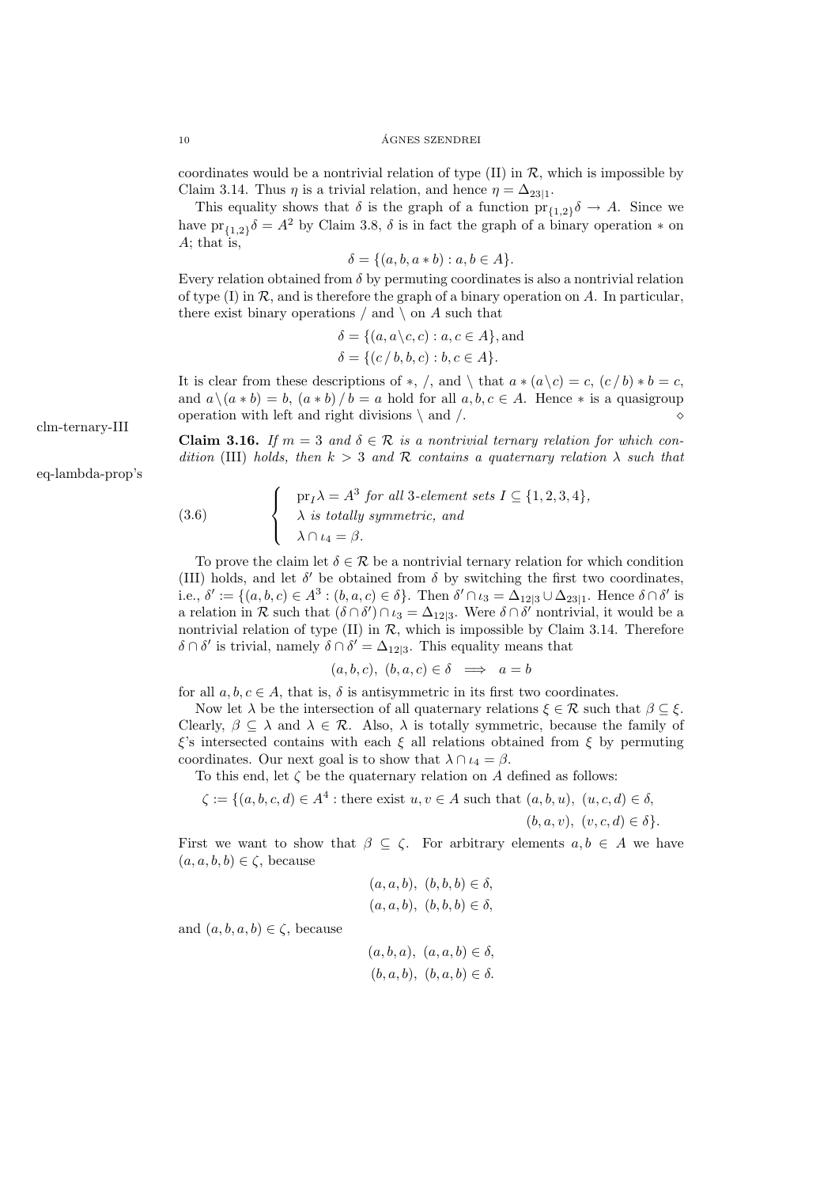coordinates would be a nontrivial relation of type (II) in $\mathcal{R}$, which is impossible by Claim 3.14. Thus $\eta$ is a trivial relation, and hence $\eta = \Delta_{23|1}$.

This equality shows that $\delta$ is the graph of a function $\mathrm{pr}_{\{1,2\}}\delta \to A$. Since we have $\mathrm{pr}_{\{1,2\}}\delta = A^2$ by Claim 3.8, $\delta$ is in fact the graph of a binary operation $*$ on $A$; that is,

$$\delta = \{(a, b, a * b) : a, b \in A\}.$$

Every relation obtained from $\delta$ by permuting coordinates is also a nontrivial relation of type (I) in $\mathcal{R}$, and is therefore the graph of a binary operation on $A$. In particular, there exist binary operations $/$ and $\backslash$ on $A$ such that

$$\delta = \{(a, a \backslash c, c) : a, c \in A\}, \text{and}$$
$$\delta = \{(c / b, b, c) : b, c \in A\}.$$

It is clear from these descriptions of $*$, $/$, and $\backslash$ that $a * (a \backslash c) = c$, $(c / b) * b = c$, and $a \backslash (a * b) = b$, $(a * b) / b = a$ hold for all $a, b, c \in A$. Hence $*$ is a quasigroup operation with left and right divisions $\backslash$ and $/$. ⋄

**Claim 3.16.** *If $m = 3$ and $\delta \in \mathcal{R}$ is a nontrivial ternary relation for which condition* (III) *holds, then $k > 3$ and $\mathcal{R}$ contains a quaternary relation $\lambda$ such that*

$$(3.6) \qquad \begin{cases} \mathrm{pr}_I \lambda = A^3 \text{ for all 3-element sets } I \subseteq \{1, 2, 3, 4\}, \\ \lambda \text{ is totally symmetric, and} \\ \lambda \cap \iota_4 = \beta. \end{cases}$$

To prove the claim let $\delta \in \mathcal{R}$ be a nontrivial ternary relation for which condition (III) holds, and let $\delta'$ be obtained from $\delta$ by switching the first two coordinates, i.e., $\delta' := \{(a, b, c) \in A^3 : (b, a, c) \in \delta\}$. Then $\delta' \cap \iota_3 = \Delta_{12|3} \cup \Delta_{23|1}$. Hence $\delta \cap \delta'$ is a relation in $\mathcal{R}$ such that $(\delta \cap \delta') \cap \iota_3 = \Delta_{12|3}$. Were $\delta \cap \delta'$ nontrivial, it would be a nontrivial relation of type (II) in $\mathcal{R}$, which is impossible by Claim 3.14. Therefore $\delta \cap \delta'$ is trivial, namely $\delta \cap \delta' = \Delta_{12|3}$. This equality means that

$$(a, b, c),\ (b, a, c) \in \delta \implies a = b$$

for all $a, b, c \in A$, that is, $\delta$ is antisymmetric in its first two coordinates.

Now let $\lambda$ be the intersection of all quaternary relations $\xi \in \mathcal{R}$ such that $\beta \subseteq \xi$. Clearly, $\beta \subseteq \lambda$ and $\lambda \in \mathcal{R}$. Also, $\lambda$ is totally symmetric, because the family of $\xi$'s intersected contains with each $\xi$ all relations obtained from $\xi$ by permuting coordinates. Our next goal is to show that $\lambda \cap \iota_4 = \beta$.

To this end, let $\zeta$ be the quaternary relation on $A$ defined as follows:

$$\zeta := \{(a, b, c, d) \in A^4 : \text{there exist } u, v \in A \text{ such that } (a, b, u),\ (u, c, d) \in \delta,$$
$$(b, a, v),\ (v, c, d) \in \delta\}.$$

First we want to show that $\beta \subseteq \zeta$. For arbitrary elements $a, b \in A$ we have $(a, a, b, b) \in \zeta$, because

$$(a, a, b),\ (b, b, b) \in \delta,$$
$$(a, a, b),\ (b, b, b) \in \delta,$$

and $(a, b, a, b) \in \zeta$, because

$$(a, b, a),\ (a, a, b) \in \delta,$$
$$(b, a, b),\ (b, a, b) \in \delta.$$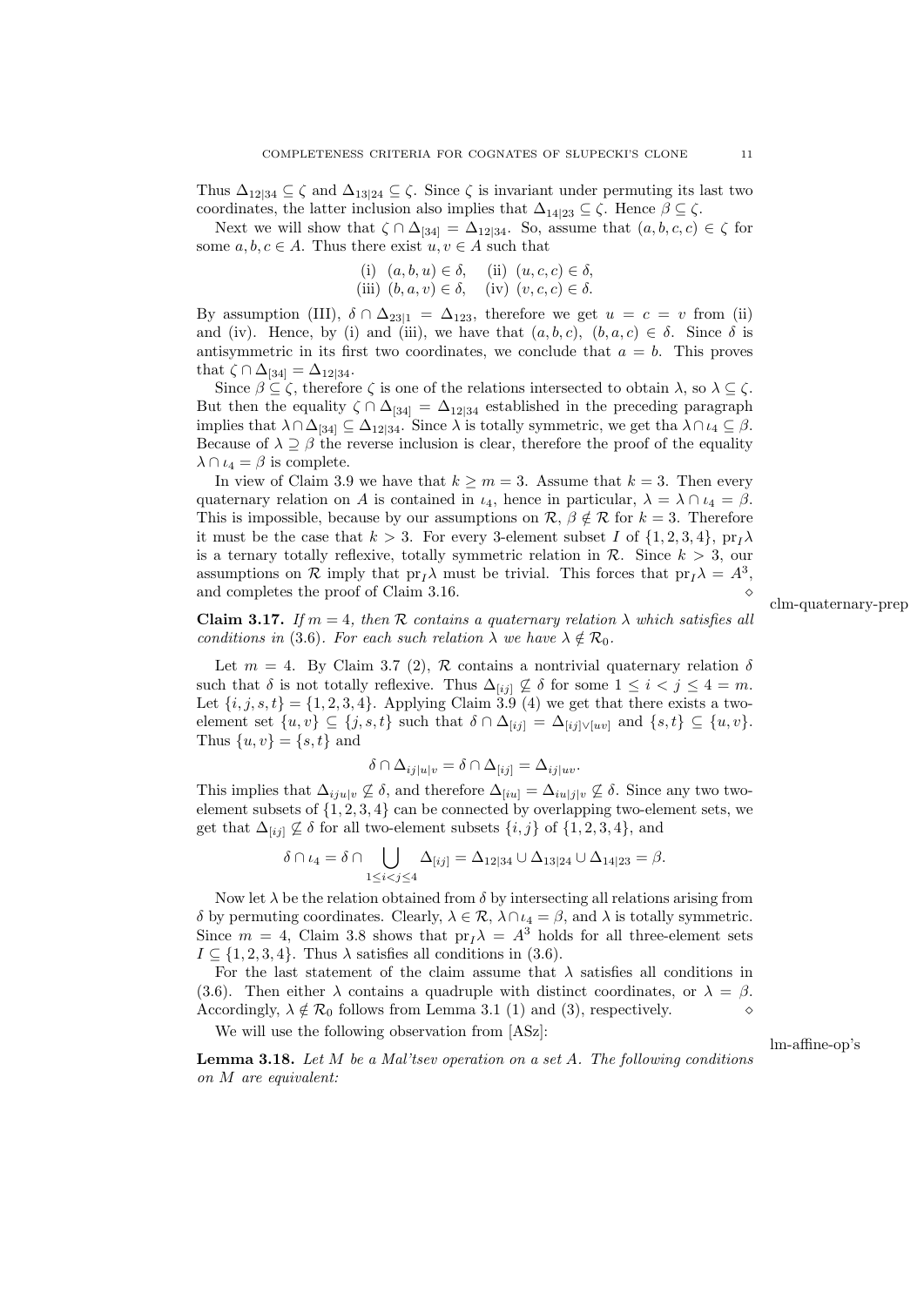Thus $\Delta_{12|34} \subseteq \zeta$ and $\Delta_{13|24} \subseteq \zeta$. Since $\zeta$ is invariant under permuting its last two coordinates, the latter inclusion also implies that $\Delta_{14|23} \subseteq \zeta$. Hence $\beta \subseteq \zeta$.

Next we will show that $\zeta \cap \Delta_{[34]} = \Delta_{12|34}$. So, assume that $(a, b, c, c) \in \zeta$ for some $a, b, c \in A$. Thus there exist $u, v \in A$ such that

$$
\begin{aligned}
&\text{(i)}\ \ (a, b, u) \in \delta, \quad \text{(ii)}\ \ (u, c, c) \in \delta,\\
&\text{(iii)}\ (b, a, v) \in \delta, \quad \text{(iv)}\ \ (v, c, c) \in \delta.
\end{aligned}
$$

By assumption (III), $\delta \cap \Delta_{23|1} = \Delta_{123}$, therefore we get $u = c = v$ from (ii) and (iv). Hence, by (i) and (iii), we have that $(a, b, c)$, $(b, a, c) \in \delta$. Since $\delta$ is antisymmetric in its first two coordinates, we conclude that $a = b$. This proves that $\zeta \cap \Delta_{[34]} = \Delta_{12|34}$.

Since $\beta \subseteq \zeta$, therefore $\zeta$ is one of the relations intersected to obtain $\lambda$, so $\lambda \subseteq \zeta$. But then the equality $\zeta \cap \Delta_{[34]} = \Delta_{12|34}$ established in the preceding paragraph implies that $\lambda \cap \Delta_{[34]} \subseteq \Delta_{12|34}$. Since $\lambda$ is totally symmetric, we get tha $\lambda \cap \iota_4 \subseteq \beta$. Because of $\lambda \supseteq \beta$ the reverse inclusion is clear, therefore the proof of the equality $\lambda \cap \iota_4 = \beta$ is complete.

In view of Claim 3.9 we have that $k \geq m = 3$. Assume that $k = 3$. Then every quaternary relation on $A$ is contained in $\iota_4$, hence in particular, $\lambda = \lambda \cap \iota_4 = \beta$. This is impossible, because by our assumptions on $\mathcal{R}$, $\beta \notin \mathcal{R}$ for $k = 3$. Therefore it must be the case that $k > 3$. For every 3-element subset $I$ of $\{1, 2, 3, 4\}$, $\mathrm{pr}_I \lambda$ is a ternary totally reflexive, totally symmetric relation in $\mathcal{R}$. Since $k > 3$, our assumptions on $\mathcal{R}$ imply that $\mathrm{pr}_I \lambda$ must be trivial. This forces that $\mathrm{pr}_I \lambda = A^3$, and completes the proof of Claim 3.16. $\diamond$

**Claim 3.17.** *If $m = 4$, then $\mathcal{R}$ contains a quaternary relation $\lambda$ which satisfies all conditions in* (3.6). *For each such relation $\lambda$ we have $\lambda \notin \mathcal{R}_0$.*

Let $m = 4$. By Claim 3.7 (2), $\mathcal{R}$ contains a nontrivial quaternary relation $\delta$ such that $\delta$ is not totally reflexive. Thus $\Delta_{[ij]} \not\subseteq \delta$ for some $1 \leq i < j \leq 4 = m$. Let $\{i, j, s, t\} = \{1, 2, 3, 4\}$. Applying Claim 3.9 (4) we get that there exists a two-element set $\{u, v\} \subseteq \{j, s, t\}$ such that $\delta \cap \Delta_{[ij]} = \Delta_{[ij] \vee [uv]}$ and $\{s, t\} \subseteq \{u, v\}$. Thus $\{u, v\} = \{s, t\}$ and

$$\delta \cap \Delta_{ij|u|v} = \delta \cap \Delta_{[ij]} = \Delta_{ij|uv}.$$

This implies that $\Delta_{iju|v} \not\subseteq \delta$, and therefore $\Delta_{[iu]} = \Delta_{iu|j|v} \not\subseteq \delta$. Since any two two-element subsets of $\{1, 2, 3, 4\}$ can be connected by overlapping two-element sets, we get that $\Delta_{[ij]} \not\subseteq \delta$ for all two-element subsets $\{i, j\}$ of $\{1, 2, 3, 4\}$, and

$$\delta \cap \iota_4 = \delta \cap \bigcup_{1 \leq i < j \leq 4} \Delta_{[ij]} = \Delta_{12|34} \cup \Delta_{13|24} \cup \Delta_{14|23} = \beta.$$

Now let $\lambda$ be the relation obtained from $\delta$ by intersecting all relations arising from $\delta$ by permuting coordinates. Clearly, $\lambda \in \mathcal{R}$, $\lambda \cap \iota_4 = \beta$, and $\lambda$ is totally symmetric. Since $m = 4$, Claim 3.8 shows that $\mathrm{pr}_I \lambda = A^3$ holds for all three-element sets $I \subseteq \{1, 2, 3, 4\}$. Thus $\lambda$ satisfies all conditions in (3.6).

For the last statement of the claim assume that $\lambda$ satisfies all conditions in (3.6). Then either $\lambda$ contains a quadruple with distinct coordinates, or $\lambda = \beta$. Accordingly, $\lambda \notin \mathcal{R}_0$ follows from Lemma 3.1 (1) and (3), respectively. $\diamond$

We will use the following observation from [ASz]:

**Lemma 3.18.** *Let $M$ be a Mal'tsev operation on a set $A$. The following conditions on $M$ are equivalent:*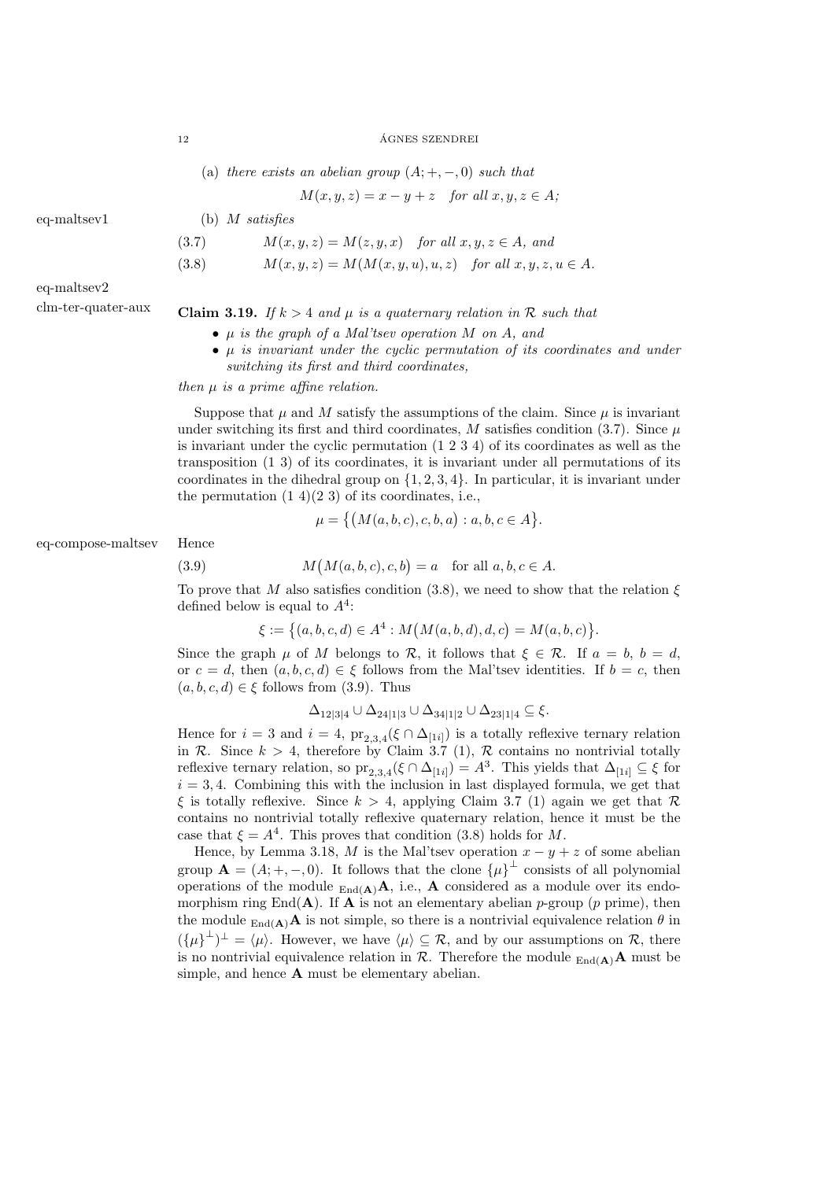(a) *there exists an abelian group* $(A;+,-,0)$ *such that*

$$M(x,y,z) = x - y + z \quad \text{for all } x,y,z \in A;$$

(b) $M$ *satisfies*

$$M(x,y,z) = M(z,y,x) \quad \text{for all } x,y,z \in A, \text{ and} \tag{3.7}$$

$$M(x,y,z) = M(M(x,y,u),u,z) \quad \text{for all } x,y,z,u \in A. \tag{3.8}$$

**Claim 3.19.** *If* $k > 4$ *and* $\mu$ *is a quaternary relation in* $\mathcal{R}$ *such that*

- $\mu$ *is the graph of a Mal'tsev operation* $M$ *on* $A$*, and*
- $\mu$ *is invariant under the cyclic permutation of its coordinates and under switching its first and third coordinates,*

*then* $\mu$ *is a prime affine relation.*

Suppose that $\mu$ and $M$ satisfy the assumptions of the claim. Since $\mu$ is invariant under switching its first and third coordinates, $M$ satisfies condition (3.7). Since $\mu$ is invariant under the cyclic permutation (1 2 3 4) of its coordinates as well as the transposition (1 3) of its coordinates, it is invariant under all permutations of its coordinates in the dihedral group on $\{1,2,3,4\}$. In particular, it is invariant under the permutation (1 4)(2 3) of its coordinates, i.e.,

$$\mu = \big\{\big(M(a,b,c),c,b,a\big) : a,b,c \in A\big\}.$$

Hence

$$M\big(M(a,b,c),c,b\big) = a \quad \text{for all } a,b,c \in A. \tag{3.9}$$

To prove that $M$ also satisfies condition (3.8), we need to show that the relation $\xi$ defined below is equal to $A^4$:

$$\xi := \big\{(a,b,c,d) \in A^4 : M\big(M(a,b,d),d,c\big) = M(a,b,c)\big\}.$$

Since the graph $\mu$ of $M$ belongs to $\mathcal{R}$, it follows that $\xi \in \mathcal{R}$. If $a = b$, $b = d$, or $c = d$, then $(a,b,c,d) \in \xi$ follows from the Mal'tsev identities. If $b = c$, then $(a,b,c,d) \in \xi$ follows from (3.9). Thus

$$\Delta_{12|3|4} \cup \Delta_{24|1|3} \cup \Delta_{34|1|2} \cup \Delta_{23|1|4} \subseteq \xi.$$

Hence for $i = 3$ and $i = 4$, $\mathrm{pr}_{2,3,4}(\xi \cap \Delta_{[1i]})$ is a totally reflexive ternary relation in $\mathcal{R}$. Since $k > 4$, therefore by Claim 3.7 (1), $\mathcal{R}$ contains no nontrivial totally reflexive ternary relation, so $\mathrm{pr}_{2,3,4}(\xi \cap \Delta_{[1i]}) = A^3$. This yields that $\Delta_{[1i]} \subseteq \xi$ for $i = 3,4$. Combining this with the inclusion in last displayed formula, we get that $\xi$ is totally reflexive. Since $k > 4$, applying Claim 3.7 (1) again we get that $\mathcal{R}$ contains no nontrivial totally reflexive quaternary relation, hence it must be the case that $\xi = A^4$. This proves that condition (3.8) holds for $M$.

Hence, by Lemma 3.18, $M$ is the Mal'tsev operation $x - y + z$ of some abelian group $\mathbf{A} = (A;+,-,0)$. It follows that the clone $\{\mu\}^{\perp}$ consists of all polynomial operations of the module ${}_{\mathrm{End}(\mathbf{A})}\mathbf{A}$, i.e., $\mathbf{A}$ considered as a module over its endomorphism ring $\mathrm{End}(\mathbf{A})$. If $\mathbf{A}$ is not an elementary abelian $p$-group ($p$ prime), then the module ${}_{\mathrm{End}(\mathbf{A})}\mathbf{A}$ is not simple, so there is a nontrivial equivalence relation $\theta$ in $(\{\mu\}^{\perp})^{\perp} = \langle\mu\rangle$. However, we have $\langle\mu\rangle \subseteq \mathcal{R}$, and by our assumptions on $\mathcal{R}$, there is no nontrivial equivalence relation in $\mathcal{R}$. Therefore the module ${}_{\mathrm{End}(\mathbf{A})}\mathbf{A}$ must be simple, and hence $\mathbf{A}$ must be elementary abelian.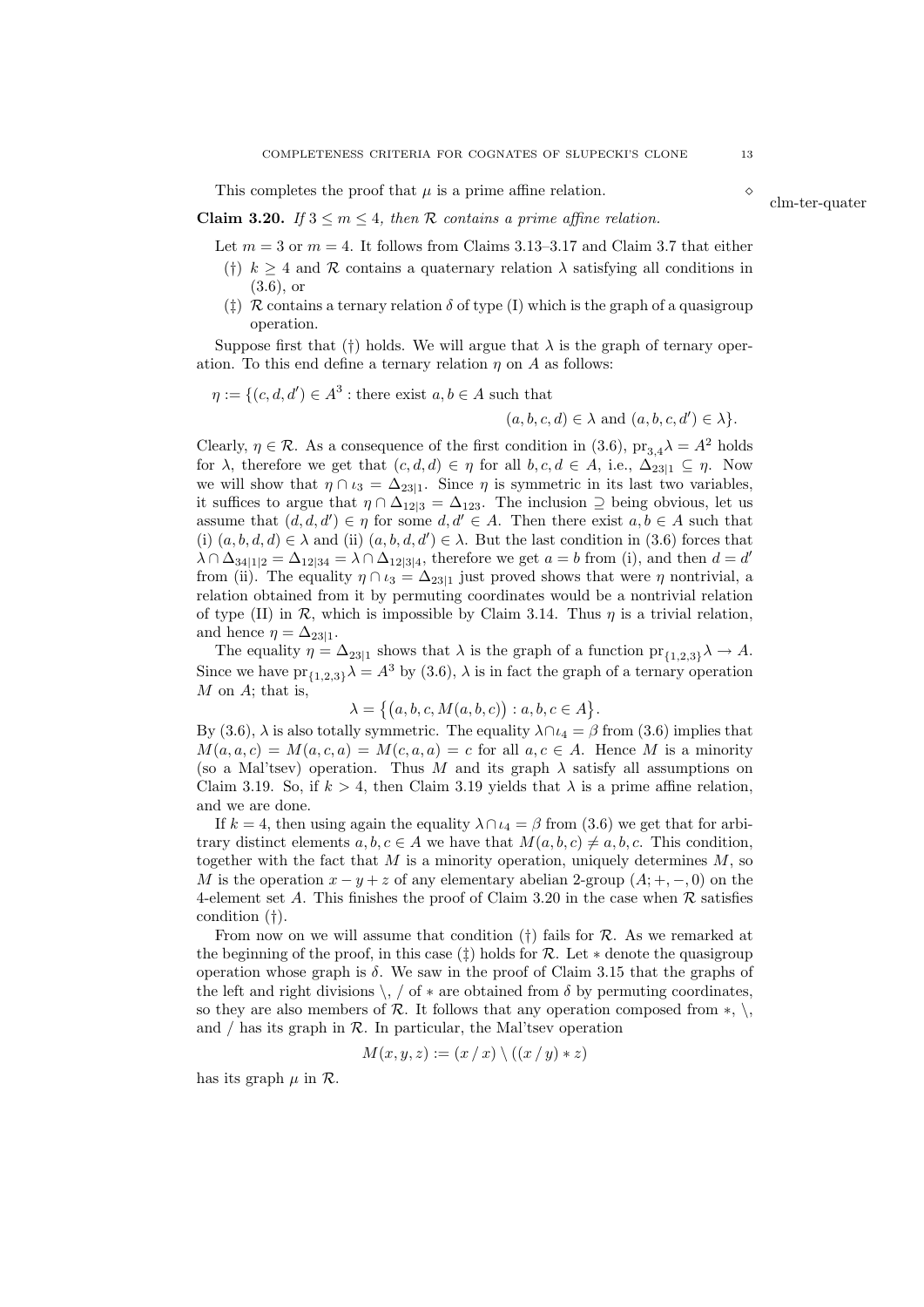This completes the proof that $\mu$ is a prime affine relation. $\diamond$

clm-ter-quater

**Claim 3.20.** *If $3 \leq m \leq 4$, then $\mathcal{R}$ contains a prime affine relation.*

Let $m = 3$ or $m = 4$. It follows from Claims 3.13–3.17 and Claim 3.7 that either

(†) $k \geq 4$ and $\mathcal{R}$ contains a quaternary relation $\lambda$ satisfying all conditions in (3.6), or

(‡) $\mathcal{R}$ contains a ternary relation $\delta$ of type (I) which is the graph of a quasigroup operation.

Suppose first that (†) holds. We will argue that $\lambda$ is the graph of ternary operation. To this end define a ternary relation $\eta$ on $A$ as follows:

$$\eta := \{(c, d, d') \in A^3 : \text{there exist } a, b \in A \text{ such that } (a, b, c, d) \in \lambda \text{ and } (a, b, c, d') \in \lambda\}.$$

Clearly, $\eta \in \mathcal{R}$. As a consequence of the first condition in (3.6), $\operatorname{pr}_{3,4}\lambda = A^2$ holds for $\lambda$, therefore we get that $(c, d, d) \in \eta$ for all $b, c, d \in A$, i.e., $\Delta_{23|1} \subseteq \eta$. Now we will show that $\eta \cap \iota_3 = \Delta_{23|1}$. Since $\eta$ is symmetric in its last two variables, it suffices to argue that $\eta \cap \Delta_{12|3} = \Delta_{123}$. The inclusion $\supseteq$ being obvious, let us assume that $(d, d, d') \in \eta$ for some $d, d' \in A$. Then there exist $a, b \in A$ such that (i) $(a, b, d, d) \in \lambda$ and (ii) $(a, b, d, d') \in \lambda$. But the last condition in (3.6) forces that $\lambda \cap \Delta_{34|1|2} = \Delta_{12|34} = \lambda \cap \Delta_{12|3|4}$, therefore we get $a = b$ from (i), and then $d = d'$ from (ii). The equality $\eta \cap \iota_3 = \Delta_{23|1}$ just proved shows that were $\eta$ nontrivial, a relation obtained from it by permuting coordinates would be a nontrivial relation of type (II) in $\mathcal{R}$, which is impossible by Claim 3.14. Thus $\eta$ is a trivial relation, and hence $\eta = \Delta_{23|1}$.

The equality $\eta = \Delta_{23|1}$ shows that $\lambda$ is the graph of a function $\operatorname{pr}_{\{1,2,3\}}\lambda \to A$. Since we have $\operatorname{pr}_{\{1,2,3\}}\lambda = A^3$ by (3.6), $\lambda$ is in fact the graph of a ternary operation $M$ on $A$; that is,

$$\lambda = \{(a, b, c, M(a, b, c)) : a, b, c \in A\}.$$

By (3.6), $\lambda$ is also totally symmetric. The equality $\lambda \cap \iota_4 = \beta$ from (3.6) implies that $M(a, a, c) = M(a, c, a) = M(c, a, a) = c$ for all $a, c \in A$. Hence $M$ is a minority (so a Mal'tsev) operation. Thus $M$ and its graph $\lambda$ satisfy all assumptions on Claim 3.19. So, if $k > 4$, then Claim 3.19 yields that $\lambda$ is a prime affine relation, and we are done.

If $k = 4$, then using again the equality $\lambda \cap \iota_4 = \beta$ from (3.6) we get that for arbitrary distinct elements $a, b, c \in A$ we have that $M(a, b, c) \neq a, b, c$. This condition, together with the fact that $M$ is a minority operation, uniquely determines $M$, so $M$ is the operation $x - y + z$ of any elementary abelian 2-group $(A; +, -, 0)$ on the 4-element set $A$. This finishes the proof of Claim 3.20 in the case when $\mathcal{R}$ satisfies condition (†).

From now on we will assume that condition (†) fails for $\mathcal{R}$. As we remarked at the beginning of the proof, in this case (‡) holds for $\mathcal{R}$. Let $*$ denote the quasigroup operation whose graph is $\delta$. We saw in the proof of Claim 3.15 that the graphs of the left and right divisions $\backslash$, $/$ of $*$ are obtained from $\delta$ by permuting coordinates, so they are also members of $\mathcal{R}$. It follows that any operation composed from $*$, $\backslash$, and $/$ has its graph in $\mathcal{R}$. In particular, the Mal'tsev operation

$$M(x, y, z) := (x \,/\, x) \setminus ((x \,/\, y) * z)$$

has its graph $\mu$ in $\mathcal{R}$.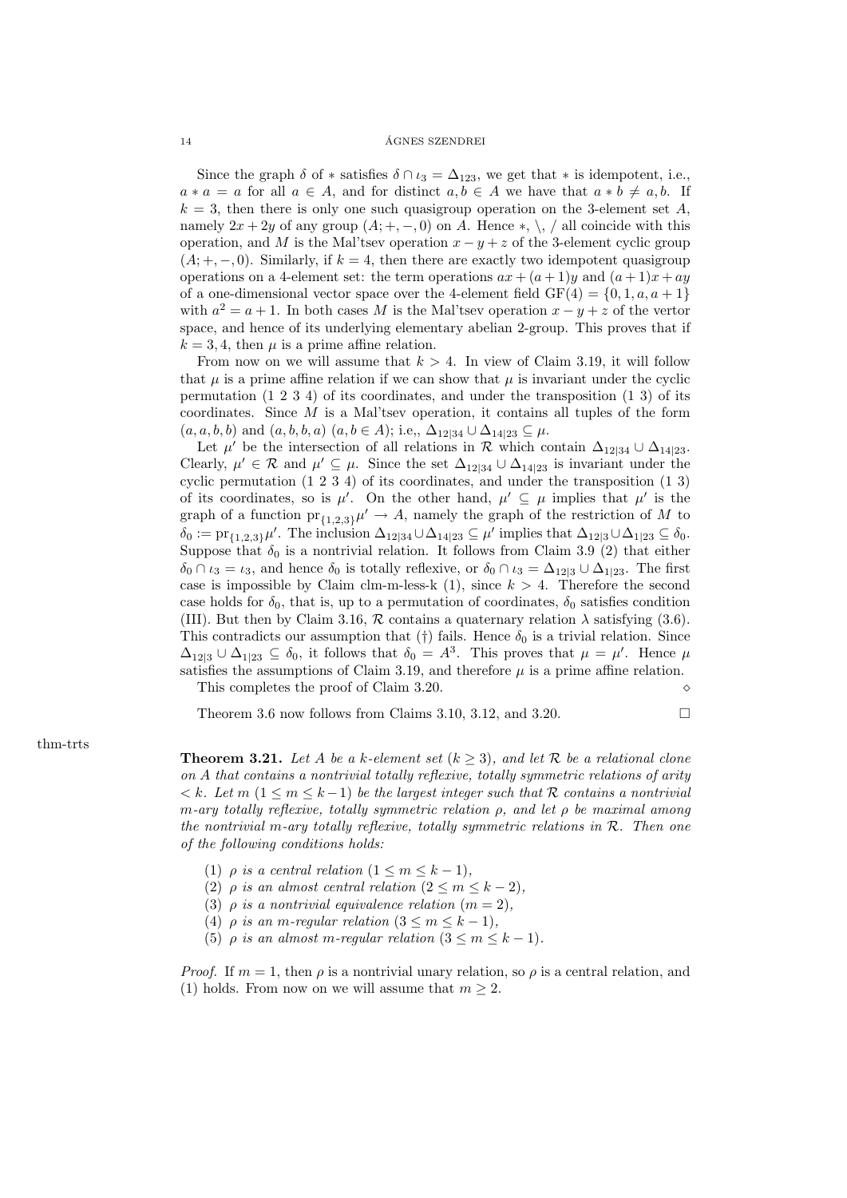Since the graph $\delta$ of $*$ satisfies $\delta \cap \iota_3 = \Delta_{123}$, we get that $*$ is idempotent, i.e., $a * a = a$ for all $a \in A$, and for distinct $a, b \in A$ we have that $a * b \neq a, b$. If $k = 3$, then there is only one such quasigroup operation on the 3-element set $A$, namely $2x + 2y$ of any group $(A; +, -, 0)$ on $A$. Hence $*, \backslash, /$ all coincide with this operation, and $M$ is the Mal'tsev operation $x - y + z$ of the 3-element cyclic group $(A; +, -, 0)$. Similarly, if $k = 4$, then there are exactly two idempotent quasigroup operations on a 4-element set: the term operations $ax + (a+1)y$ and $(a+1)x + ay$ of a one-dimensional vector space over the 4-element field $\mathrm{GF}(4) = \{0, 1, a, a+1\}$ with $a^2 = a + 1$. In both cases $M$ is the Mal'tsev operation $x - y + z$ of the vertor space, and hence of its underlying elementary abelian 2-group. This proves that if $k = 3, 4$, then $\mu$ is a prime affine relation.

From now on we will assume that $k > 4$. In view of Claim 3.19, it will follow that $\mu$ is a prime affine relation if we can show that $\mu$ is invariant under the cyclic permutation (1 2 3 4) of its coordinates, and under the transposition (1 3) of its coordinates. Since $M$ is a Mal'tsev operation, it contains all tuples of the form $(a, a, b, b)$ and $(a, b, b, a)$ $(a, b \in A)$; i.e,, $\Delta_{12|34} \cup \Delta_{14|23} \subseteq \mu$.

Let $\mu'$ be the intersection of all relations in $\mathcal{R}$ which contain $\Delta_{12|34} \cup \Delta_{14|23}$. Clearly, $\mu' \in \mathcal{R}$ and $\mu' \subseteq \mu$. Since the set $\Delta_{12|34} \cup \Delta_{14|23}$ is invariant under the cyclic permutation (1 2 3 4) of its coordinates, and under the transposition (1 3) of its coordinates, so is $\mu'$. On the other hand, $\mu' \subseteq \mu$ implies that $\mu'$ is the graph of a function $\mathrm{pr}_{\{1,2,3\}}\mu' \to A$, namely the graph of the restriction of $M$ to $\delta_0 := \mathrm{pr}_{\{1,2,3\}}\mu'$. The inclusion $\Delta_{12|34} \cup \Delta_{14|23} \subseteq \mu'$ implies that $\Delta_{12|3} \cup \Delta_{1|23} \subseteq \delta_0$. Suppose that $\delta_0$ is a nontrivial relation. It follows from Claim 3.9 (2) that either $\delta_0 \cap \iota_3 = \iota_3$, and hence $\delta_0$ is totally reflexive, or $\delta_0 \cap \iota_3 = \Delta_{12|3} \cup \Delta_{1|23}$. The first case is impossible by Claim clm-m-less-k (1), since $k > 4$. Therefore the second case holds for $\delta_0$, that is, up to a permutation of coordinates, $\delta_0$ satisfies condition (III). But then by Claim 3.16, $\mathcal{R}$ contains a quaternary relation $\lambda$ satisfying (3.6). This contradicts our assumption that (†) fails. Hence $\delta_0$ is a trivial relation. Since $\Delta_{12|3} \cup \Delta_{1|23} \subseteq \delta_0$, it follows that $\delta_0 = A^3$. This proves that $\mu = \mu'$. Hence $\mu$ satisfies the assumptions of Claim 3.19, and therefore $\mu$ is a prime affine relation.

This completes the proof of Claim 3.20. $\diamond$

Theorem 3.6 now follows from Claims 3.10, 3.12, and 3.20. $\square$

thm-trts

**Theorem 3.21.** *Let $A$ be a $k$-element set ($k \geq 3$), and let $\mathcal{R}$ be a relational clone on $A$ that contains a nontrivial totally reflexive, totally symmetric relations of arity $< k$. Let $m$ ($1 \leq m \leq k-1$) be the largest integer such that $\mathcal{R}$ contains a nontrivial $m$-ary totally reflexive, totally symmetric relation $\rho$, and let $\rho$ be maximal among the nontrivial $m$-ary totally reflexive, totally symmetric relations in $\mathcal{R}$. Then one of the following conditions holds:*

1. *$\rho$ is a central relation ($1 \leq m \leq k-1$),*
2. *$\rho$ is an almost central relation ($2 \leq m \leq k-2$),*
3. *$\rho$ is a nontrivial equivalence relation ($m = 2$),*
4. *$\rho$ is an $m$-regular relation ($3 \leq m \leq k-1$),*
5. *$\rho$ is an almost $m$-regular relation ($3 \leq m \leq k-1$).*

*Proof.* If $m = 1$, then $\rho$ is a nontrivial unary relation, so $\rho$ is a central relation, and (1) holds. From now on we will assume that $m \geq 2$.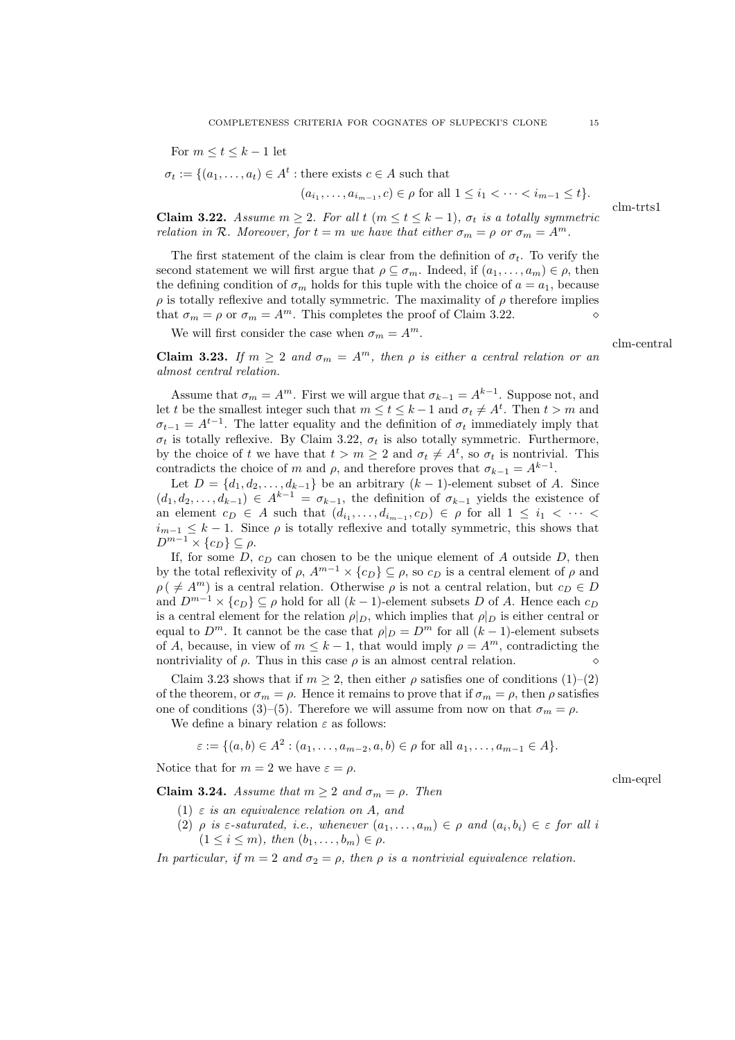For $m \le t \le k-1$ let

$$\sigma_t := \{(a_1, \dots, a_t) \in A^t : \text{there exists } c \in A \text{ such that}$$
$$(a_{i_1}, \dots, a_{i_{m-1}}, c) \in \rho \text{ for all } 1 \le i_1 < \dots < i_{m-1} \le t\}.$$

clm-trts1

**Claim 3.22.** *Assume $m \ge 2$. For all $t$ ($m \le t \le k-1$), $\sigma_t$ is a totally symmetric relation in $\mathcal{R}$. Moreover, for $t = m$ we have that either $\sigma_m = \rho$ or $\sigma_m = A^m$.*

The first statement of the claim is clear from the definition of $\sigma_t$. To verify the second statement we will first argue that $\rho \subseteq \sigma_m$. Indeed, if $(a_1, \dots, a_m) \in \rho$, then the defining condition of $\sigma_m$ holds for this tuple with the choice of $a = a_1$, because $\rho$ is totally reflexive and totally symmetric. The maximality of $\rho$ therefore implies that $\sigma_m = \rho$ or $\sigma_m = A^m$. This completes the proof of Claim 3.22. $\diamond$

We will first consider the case when $\sigma_m = A^m$.

clm-central

**Claim 3.23.** *If $m \ge 2$ and $\sigma_m = A^m$, then $\rho$ is either a central relation or an almost central relation.*

Assume that $\sigma_m = A^m$. First we will argue that $\sigma_{k-1} = A^{k-1}$. Suppose not, and let $t$ be the smallest integer such that $m \le t \le k-1$ and $\sigma_t \neq A^t$. Then $t > m$ and $\sigma_{t-1} = A^{t-1}$. The latter equality and the definition of $\sigma_t$ immediately imply that $\sigma_t$ is totally reflexive. By Claim 3.22, $\sigma_t$ is also totally symmetric. Furthermore, by the choice of $t$ we have that $t > m \ge 2$ and $\sigma_t \neq A^t$, so $\sigma_t$ is nontrivial. This contradicts the choice of $m$ and $\rho$, and therefore proves that $\sigma_{k-1} = A^{k-1}$.

Let $D = \{d_1, d_2, \dots, d_{k-1}\}$ be an arbitrary $(k-1)$-element subset of $A$. Since $(d_1, d_2, \dots, d_{k-1}) \in A^{k-1} = \sigma_{k-1}$, the definition of $\sigma_{k-1}$ yields the existence of an element $c_D \in A$ such that $(d_{i_1}, \dots, d_{i_{m-1}}, c_D) \in \rho$ for all $1 \le i_1 < \dots < i_{m-1} \le k-1$. Since $\rho$ is totally reflexive and totally symmetric, this shows that $D^{m-1} \times \{c_D\} \subseteq \rho$.

If, for some $D$, $c_D$ can chosen to be the unique element of $A$ outside $D$, then by the total reflexivity of $\rho$, $A^{m-1} \times \{c_D\} \subseteq \rho$, so $c_D$ is a central element of $\rho$ and $\rho\,(\neq A^m)$ is a central relation. Otherwise $\rho$ is not a central relation, but $c_D \in D$ and $D^{m-1} \times \{c_D\} \subseteq \rho$ hold for all $(k-1)$-element subsets $D$ of $A$. Hence each $c_D$ is a central element for the relation $\rho|_D$, which implies that $\rho|_D$ is either central or equal to $D^m$. It cannot be the case that $\rho|_D = D^m$ for all $(k-1)$-element subsets of $A$, because, in view of $m \le k-1$, that would imply $\rho = A^m$, contradicting the nontriviality of $\rho$. Thus in this case $\rho$ is an almost central relation. $\diamond$

Claim 3.23 shows that if $m \ge 2$, then either $\rho$ satisfies one of conditions (1)–(2) of the theorem, or $\sigma_m = \rho$. Hence it remains to prove that if $\sigma_m = \rho$, then $\rho$ satisfies one of conditions (3)–(5). Therefore we will assume from now on that $\sigma_m = \rho$.

We define a binary relation $\varepsilon$ as follows:

$$\varepsilon := \{(a, b) \in A^2 : (a_1, \dots, a_{m-2}, a, b) \in \rho \text{ for all } a_1, \dots, a_{m-1} \in A\}.$$

Notice that for $m = 2$ we have $\varepsilon = \rho$.

clm-eqrel

**Claim 3.24.** *Assume that $m \ge 2$ and $\sigma_m = \rho$. Then*

1. *$\varepsilon$ is an equivalence relation on $A$, and*
2. *$\rho$ is $\varepsilon$-saturated, i.e., whenever $(a_1, \dots, a_m) \in \rho$ and $(a_i, b_i) \in \varepsilon$ for all $i$ ($1 \le i \le m$), then $(b_1, \dots, b_m) \in \rho$.*

*In particular, if $m = 2$ and $\sigma_2 = \rho$, then $\rho$ is a nontrivial equivalence relation.*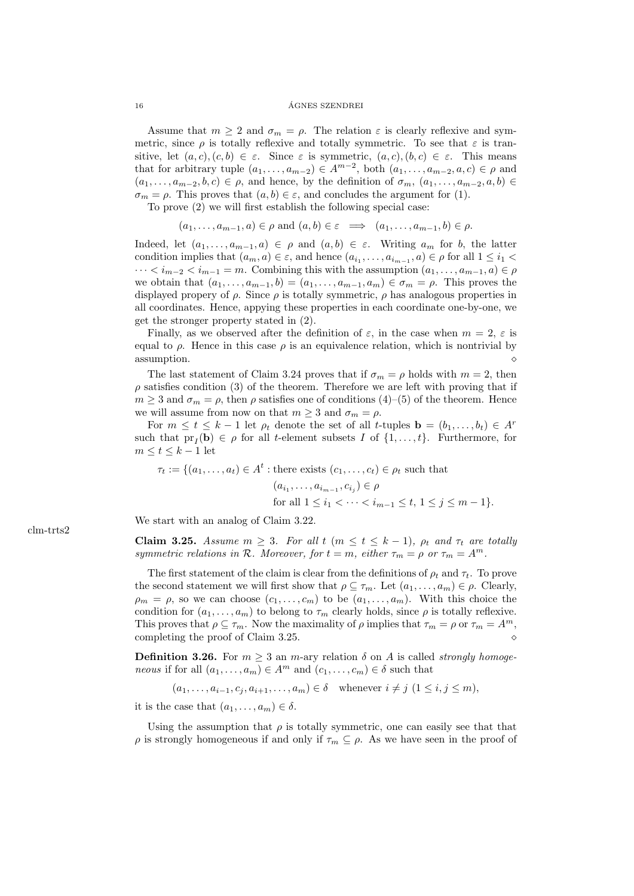Assume that $m \geq 2$ and $\sigma_m = \rho$. The relation $\varepsilon$ is clearly reflexive and symmetric, since $\rho$ is totally reflexive and totally symmetric. To see that $\varepsilon$ is transitive, let $(a,c),(c,b) \in \varepsilon$. Since $\varepsilon$ is symmetric, $(a,c),(b,c) \in \varepsilon$. This means that for arbitrary tuple $(a_1,\dots,a_{m-2}) \in A^{m-2}$, both $(a_1,\dots,a_{m-2},a,c) \in \rho$ and $(a_1,\dots,a_{m-2},b,c) \in \rho$, and hence, by the definition of $\sigma_m$, $(a_1,\dots,a_{m-2},a,b) \in \sigma_m = \rho$. This proves that $(a,b) \in \varepsilon$, and concludes the argument for (1).

To prove (2) we will first establish the following special case:

$$(a_1,\dots,a_{m-1},a) \in \rho \text{ and } (a,b) \in \varepsilon \implies (a_1,\dots,a_{m-1},b) \in \rho.$$

Indeed, let $(a_1,\dots,a_{m-1},a) \in \rho$ and $(a,b) \in \varepsilon$. Writing $a_m$ for $b$, the latter condition implies that $(a_m,a) \in \varepsilon$, and hence $(a_{i_1},\dots,a_{i_{m-1}},a) \in \rho$ for all $1 \leq i_1 < \cdots < i_{m-2} < i_{m-1} = m$. Combining this with the assumption $(a_1,\dots,a_{m-1},a) \in \rho$ we obtain that $(a_1,\dots,a_{m-1},b) = (a_1,\dots,a_{m-1},a_m) \in \sigma_m = \rho$. This proves the displayed propery of $\rho$. Since $\rho$ is totally symmetric, $\rho$ has analogous properties in all coordinates. Hence, appying these properties in each coordinate one-by-one, we get the stronger property stated in (2).

Finally, as we observed after the definition of $\varepsilon$, in the case when $m = 2$, $\varepsilon$ is equal to $\rho$. Hence in this case $\rho$ is an equivalence relation, which is nontrivial by assumption. $\diamond$

The last statement of Claim 3.24 proves that if $\sigma_m = \rho$ holds with $m = 2$, then $\rho$ satisfies condition (3) of the theorem. Therefore we are left with proving that if $m \geq 3$ and $\sigma_m = \rho$, then $\rho$ satisfies one of conditions (4)–(5) of the theorem. Hence we will assume from now on that $m \geq 3$ and $\sigma_m = \rho$.

For $m \leq t \leq k-1$ let $\rho_t$ denote the set of all $t$-tuples $\mathbf{b} = (b_1,\dots,b_t) \in A^r$ such that $\mathrm{pr}_I(\mathbf{b}) \in \rho$ for all $t$-element subsets $I$ of $\{1,\dots,t\}$. Furthermore, for $m \leq t \leq k-1$ let

$$\begin{aligned}\tau_t := \{(a_1,\dots,a_t) \in A^t : {}& \text{there exists } (c_1,\dots,c_t) \in \rho_t \text{ such that}\\ & (a_{i_1},\dots,a_{i_{m-1}},c_{i_j}) \in \rho\\ & \text{for all } 1 \leq i_1 < \cdots < i_{m-1} \leq t,\ 1 \leq j \leq m-1\}.\end{aligned}$$

We start with an analog of Claim 3.22.

**Claim 3.25.** *Assume $m \geq 3$. For all $t$ ($m \leq t \leq k-1$), $\rho_t$ and $\tau_t$ are totally symmetric relations in $\mathcal{R}$. Moreover, for $t = m$, either $\tau_m = \rho$ or $\tau_m = A^m$.*

The first statement of the claim is clear from the definitions of $\rho_t$ and $\tau_t$. To prove the second statement we will first show that $\rho \subseteq \tau_m$. Let $(a_1,\dots,a_m) \in \rho$. Clearly, $\rho_m = \rho$, so we can choose $(c_1,\dots,c_m)$ to be $(a_1,\dots,a_m)$. With this choice the condition for $(a_1,\dots,a_m)$ to belong to $\tau_m$ clearly holds, since $\rho$ is totally reflexive. This proves that $\rho \subseteq \tau_m$. Now the maximality of $\rho$ implies that $\tau_m = \rho$ or $\tau_m = A^m$, completing the proof of Claim 3.25. $\diamond$

**Definition 3.26.** For $m \geq 3$ an $m$-ary relation $\delta$ on $A$ is called *strongly homogeneous* if for all $(a_1,\dots,a_m) \in A^m$ and $(c_1,\dots,c_m) \in \delta$ such that

$$(a_1,\dots,a_{i-1},c_j,a_{i+1},\dots,a_m) \in \delta \quad \text{whenever } i \neq j \ (1 \leq i,j \leq m),$$

it is the case that $(a_1,\dots,a_m) \in \delta$.

Using the assumption that $\rho$ is totally symmetric, one can easily see that that $\rho$ is strongly homogeneous if and only if $\tau_m \subseteq \rho$. As we have seen in the proof of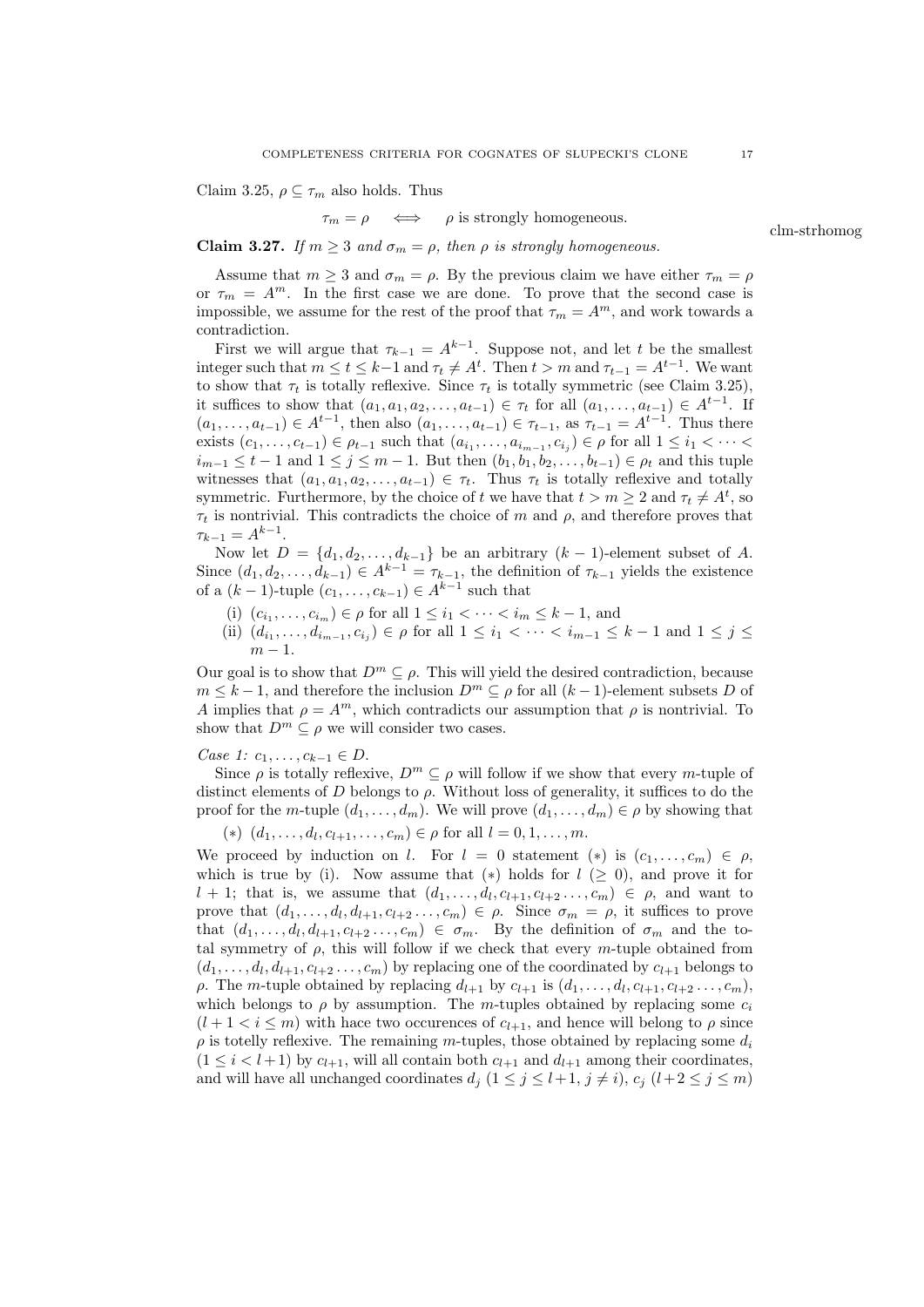Claim 3.25, $\rho \subseteq \tau_m$ also holds. Thus

$$\tau_m = \rho \quad \Longleftrightarrow \quad \rho \text{ is strongly homogeneous.}$$

clm-strhomog

**Claim 3.27.** *If $m \geq 3$ and $\sigma_m = \rho$, then $\rho$ is strongly homogeneous.*

Assume that $m \geq 3$ and $\sigma_m = \rho$. By the previous claim we have either $\tau_m = \rho$ or $\tau_m = A^m$. In the first case we are done. To prove that the second case is impossible, we assume for the rest of the proof that $\tau_m = A^m$, and work towards a contradiction.

First we will argue that $\tau_{k-1} = A^{k-1}$. Suppose not, and let $t$ be the smallest integer such that $m \leq t \leq k-1$ and $\tau_t \neq A^t$. Then $t > m$ and $\tau_{t-1} = A^{t-1}$. We want to show that $\tau_t$ is totally reflexive. Since $\tau_t$ is totally symmetric (see Claim 3.25), it suffices to show that $(a_1, a_1, a_2, \dots, a_{t-1}) \in \tau_t$ for all $(a_1, \dots, a_{t-1}) \in A^{t-1}$. If $(a_1, \dots, a_{t-1}) \in A^{t-1}$, then also $(a_1, \dots, a_{t-1}) \in \tau_{t-1}$, as $\tau_{t-1} = A^{t-1}$. Thus there exists $(c_1, \dots, c_{t-1}) \in \rho_{t-1}$ such that $(a_{i_1}, \dots, a_{i_{m-1}}, c_{i_j}) \in \rho$ for all $1 \leq i_1 < \cdots < i_{m-1} \leq t-1$ and $1 \leq j \leq m-1$. But then $(b_1, b_1, b_2, \dots, b_{t-1}) \in \rho_t$ and this tuple witnesses that $(a_1, a_1, a_2, \dots, a_{t-1}) \in \tau_t$. Thus $\tau_t$ is totally reflexive and totally symmetric. Furthermore, by the choice of $t$ we have that $t > m \geq 2$ and $\tau_t \neq A^t$, so $\tau_t$ is nontrivial. This contradicts the choice of $m$ and $\rho$, and therefore proves that $\tau_{k-1} = A^{k-1}$.

Now let $D = \{d_1, d_2, \dots, d_{k-1}\}$ be an arbitrary $(k-1)$-element subset of $A$. Since $(d_1, d_2, \dots, d_{k-1}) \in A^{k-1} = \tau_{k-1}$, the definition of $\tau_{k-1}$ yields the existence of a $(k-1)$-tuple $(c_1, \dots, c_{k-1}) \in A^{k-1}$ such that

(i) $(c_{i_1}, \dots, c_{i_m}) \in \rho$ for all $1 \leq i_1 < \cdots < i_m \leq k-1$, and

(ii) $(d_{i_1}, \dots, d_{i_{m-1}}, c_{i_j}) \in \rho$ for all $1 \leq i_1 < \cdots < i_{m-1} \leq k-1$ and $1 \leq j \leq m-1$.

Our goal is to show that $D^m \subseteq \rho$. This will yield the desired contradiction, because $m \leq k-1$, and therefore the inclusion $D^m \subseteq \rho$ for all $(k-1)$-element subsets $D$ of $A$ implies that $\rho = A^m$, which contradicts our assumption that $\rho$ is nontrivial. To show that $D^m \subseteq \rho$ we will consider two cases.

*Case 1: $c_1, \dots, c_{k-1} \in D$.*

Since $\rho$ is totally reflexive, $D^m \subseteq \rho$ will follow if we show that every $m$-tuple of distinct elements of $D$ belongs to $\rho$. Without loss of generality, it suffices to do the proof for the $m$-tuple $(d_1, \dots, d_m)$. We will prove $(d_1, \dots, d_m) \in \rho$ by showing that

$(*)$ $(d_1, \dots, d_l, c_{l+1}, \dots, c_m) \in \rho$ for all $l = 0, 1, \dots, m$.

We proceed by induction on $l$. For $l = 0$ statement $(*)$ is $(c_1, \dots, c_m) \in \rho$, which is true by (i). Now assume that $(*)$ holds for $l$ $(\geq 0)$, and prove it for $l+1$; that is, we assume that $(d_1, \dots, d_l, c_{l+1}, c_{l+2} \dots, c_m) \in \rho$, and want to prove that $(d_1, \dots, d_l, d_{l+1}, c_{l+2} \dots, c_m) \in \rho$. Since $\sigma_m = \rho$, it suffices to prove that $(d_1, \dots, d_l, d_{l+1}, c_{l+2} \dots, c_m) \in \sigma_m$. By the definition of $\sigma_m$ and the total symmetry of $\rho$, this will follow if we check that every $m$-tuple obtained from $(d_1, \dots, d_l, d_{l+1}, c_{l+2} \dots, c_m)$ by replacing one of the coordinated by $c_{l+1}$ belongs to $\rho$. The $m$-tuple obtained by replacing $d_{l+1}$ by $c_{l+1}$ is $(d_1, \dots, d_l, c_{l+1}, c_{l+2} \dots, c_m)$, which belongs to $\rho$ by assumption. The $m$-tuples obtained by replacing some $c_i$ $(l+1 < i \leq m)$ with hace two occurences of $c_{l+1}$, and hence will belong to $\rho$ since $\rho$ is totelly reflexive. The remaining $m$-tuples, those obtained by replacing some $d_i$ $(1 \leq i < l+1)$ by $c_{l+1}$, will all contain both $c_{l+1}$ and $d_{l+1}$ among their coordinates, and will have all unchanged coordinates $d_j$ $(1 \leq j \leq l+1, j \neq i)$, $c_j$ $(l+2 \leq j \leq m)$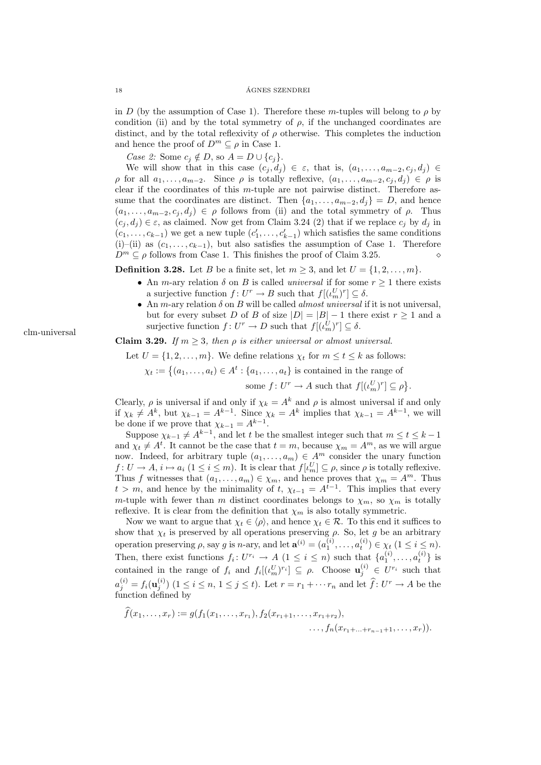in $D$ (by the assumption of Case 1). Therefore these $m$-tuples will belong to $\rho$ by condition (ii) and by the total symmetry of $\rho$, if the unchanged coordinates are distinct, and by the total reflexivity of $\rho$ otherwise. This completes the induction and hence the proof of $D^m \subseteq \rho$ in Case 1.

*Case 2:* Some $c_j \notin D$, so $A = D \cup \{c_j\}$.

We will show that in this case $(c_j, d_j) \in \varepsilon$, that is, $(a_1, \ldots, a_{m-2}, c_j, d_j) \in \rho$ for all $a_1, \ldots, a_{m-2}$. Since $\rho$ is totally reflexive, $(a_1, \ldots, a_{m-2}, c_j, d_j) \in \rho$ is clear if the coordinates of this $m$-tuple are not pairwise distinct. Therefore assume that the coordinates are distinct. Then $\{a_1, \ldots, a_{m-2}, d_j\} = D$, and hence $(a_1, \ldots, a_{m-2}, c_j, d_j) \in \rho$ follows from (ii) and the total symmetry of $\rho$. Thus $(c_j, d_j) \in \varepsilon$, as claimed. Now get from Claim 3.24 (2) that if we replace $c_j$ by $d_j$ in $(c_1, \ldots, c_{k-1})$ we get a new tuple $(c'_1, \ldots, c'_{k-1})$ which satisfies the same conditions (i)–(ii) as $(c_1, \ldots, c_{k-1})$, but also satisfies the assumption of Case 1. Therefore $D^m \subseteq \rho$ follows from Case 1. This finishes the proof of Claim 3.25. $\diamond$

**Definition 3.28.** Let $B$ be a finite set, let $m \geq 3$, and let $U = \{1, 2, \ldots, m\}$.

- An $m$-ary relation $\delta$ on $B$ is called *universal* if for some $r \geq 1$ there exists a surjective function $f \colon U^r \to B$ such that $f[(\iota^U_m)^r] \subseteq \delta$.
- An $m$-ary relation $\delta$ on $B$ will be called *almost universal* if it is not universal, but for every subset $D$ of $B$ of size $|D| = |B| - 1$ there exist $r \geq 1$ and a surjective function $f \colon U^r \to D$ such that $f[(\iota^U_m)^r] \subseteq \delta$.

clm-universal

**Claim 3.29.** *If $m \geq 3$, then $\rho$ is either universal or almost universal.*

Let $U = \{1, 2, \ldots, m\}$. We define relations $\chi_t$ for $m \leq t \leq k$ as follows:

$$\chi_t := \big\{(a_1, \ldots, a_t) \in A^t : \{a_1, \ldots, a_t\} \text{ is contained in the range of some } f \colon U^r \to A \text{ such that } f[(\iota^U_m)^r] \subseteq \rho\big\}.$$

Clearly, $\rho$ is universal if and only if $\chi_k = A^k$ and $\rho$ is almost universal if and only if $\chi_k \neq A^k$, but $\chi_{k-1} = A^{k-1}$. Since $\chi_k = A^k$ implies that $\chi_{k-1} = A^{k-1}$, we will be done if we prove that $\chi_{k-1} = A^{k-1}$.

Suppose $\chi_{k-1} \neq A^{k-1}$, and let $t$ be the smallest integer such that $m \leq t \leq k-1$ and $\chi_t \neq A^t$. It cannot be the case that $t = m$, because $\chi_m = A^m$, as we will argue now. Indeed, for arbitrary tuple $(a_1, \ldots, a_m) \in A^m$ consider the unary function $f \colon U \to A$, $i \mapsto a_i$ $(1 \leq i \leq m)$. It is clear that $f[\iota^U_m] \subseteq \rho$, since $\rho$ is totally reflexive. Thus $f$ witnesses that $(a_1, \ldots, a_m) \in \chi_m$, and hence proves that $\chi_m = A^m$. Thus $t > m$, and hence by the minimality of $t$, $\chi_{t-1} = A^{t-1}$. This implies that every $m$-tuple with fewer than $m$ distinct coordinates belongs to $\chi_m$, so $\chi_m$ is totally reflexive. It is clear from the definition that $\chi_m$ is also totally symmetric.

Now we want to argue that $\chi_t \in \langle \rho \rangle$, and hence $\chi_t \in \mathcal{R}$. To this end it suffices to show that $\chi_t$ is preserved by all operations preserving $\rho$. So, let $g$ be an arbitrary operation preserving $\rho$, say $g$ is $n$-ary, and let $\mathbf{a}^{(i)} = (a^{(i)}_1, \ldots, a^{(i)}_t) \in \chi_t$ $(1 \leq i \leq n)$. Then, there exist functions $f_i \colon U^{r_i} \to A$ $(1 \leq i \leq n)$ such that $\{a^{(i)}_1, \ldots, a^{(i)}_t\}$ is contained in the range of $f_i$ and $f_i[(\iota^U_m)^{r_i}] \subseteq \rho$. Choose $\mathbf{u}^{(i)}_j \in U^{r_i}$ such that $a^{(i)}_j = f_i(\mathbf{u}^{(i)}_j)$ $(1 \leq i \leq n,\ 1 \leq j \leq t)$. Let $r = r_1 + \cdots r_n$ and let $\widehat{f} \colon U^r \to A$ be the function defined by

$$\widehat{f}(x_1, \ldots, x_r) := g(f_1(x_1, \ldots, x_{r_1}), f_2(x_{r_1+1}, \ldots, x_{r_1+r_2}), \ldots, f_n(x_{r_1+\ldots+r_{n-1}+1}, \ldots, x_r)).$$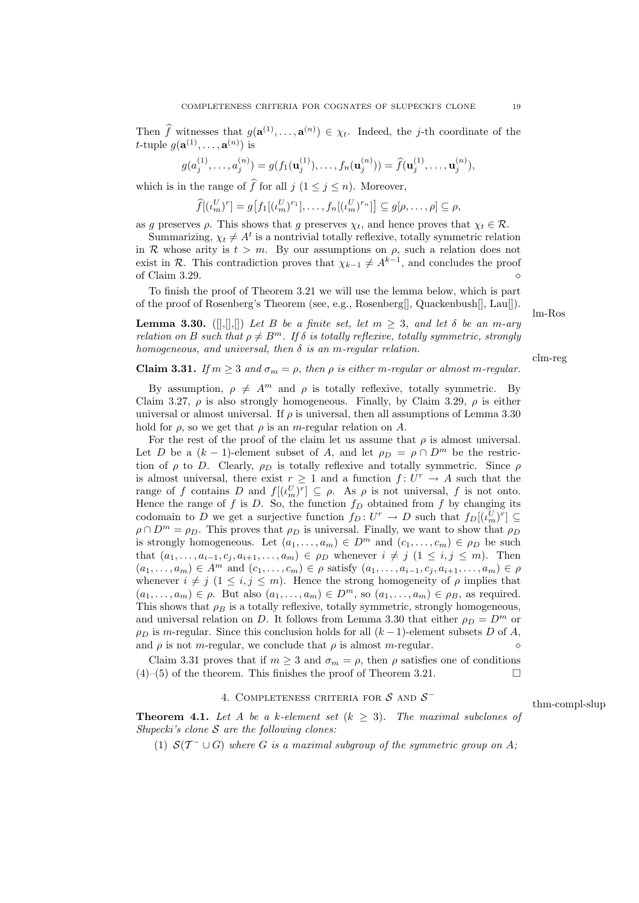Then $\widehat{f}$ witnesses that $g(\mathbf{a}^{(1)},\dots,\mathbf{a}^{(n)}) \in \chi_t$. Indeed, the $j$-th coordinate of the $t$-tuple $g(\mathbf{a}^{(1)},\dots,\mathbf{a}^{(n)})$ is

$$g(a_j^{(1)},\dots,a_j^{(n)}) = g(f_1(\mathbf{u}_j^{(1)}),\dots,f_n(\mathbf{u}_j^{(n)})) = \widehat{f}(\mathbf{u}_j^{(1)},\dots,\mathbf{u}_j^{(n)}),$$

which is in the range of $\widehat{f}$ for all $j$ $(1 \le j \le n)$. Moreover,

$$\widehat{f}[(\iota_m^U)^r] = g\big[f_1[(\iota_m^U)^{r_1}],\dots,f_n[(\iota_m^U)^{r_n}]\big] \subseteq g[\rho,\dots,\rho] \subseteq \rho,$$

as $g$ preserves $\rho$. This shows that $g$ preserves $\chi_t$, and hence proves that $\chi_t \in \mathcal{R}$.

Summarizing, $\chi_t \neq A^t$ is a nontrivial totally reflexive, totally symmetric relation in $\mathcal{R}$ whose arity is $t > m$. By our assumptions on $\rho$, such a relation does not exist in $\mathcal{R}$. This contradiction proves that $\chi_{k-1} \neq A^{k-1}$, and concludes the proof of Claim 3.29. $\diamond$

To finish the proof of Theorem 3.21 we will use the lemma below, which is part of the proof of Rosenberg's Theorem (see, e.g., Rosenberg[], Quackenbush[], Lau[]).

**Lemma 3.30.** ([],[],[]) *Let $B$ be a finite set, let $m \ge 3$, and let $\delta$ be an $m$-ary relation on $B$ such that $\rho \neq B^m$. If $\delta$ is totally reflexive, totally symmetric, strongly homogeneous, and universal, then $\delta$ is an $m$-regular relation.*

**Claim 3.31.** *If $m \ge 3$ and $\sigma_m = \rho$, then $\rho$ is either $m$-regular or almost $m$-regular.*

By assumption, $\rho \neq A^m$ and $\rho$ is totally reflexive, totally symmetric. By Claim 3.27, $\rho$ is also strongly homogeneous. Finally, by Claim 3.29, $\rho$ is either universal or almost universal. If $\rho$ is universal, then all assumptions of Lemma 3.30 hold for $\rho$, so we get that $\rho$ is an $m$-regular relation on $A$.

For the rest of the proof of the claim let us assume that $\rho$ is almost universal. Let $D$ be a $(k-1)$-element subset of $A$, and let $\rho_D = \rho \cap D^m$ be the restriction of $\rho$ to $D$. Clearly, $\rho_D$ is totally reflexive and totally symmetric. Since $\rho$ is almost universal, there exist $r \ge 1$ and a function $f\colon U^r \to A$ such that the range of $f$ contains $D$ and $f[(\iota_m^U)^r] \subseteq \rho$. As $\rho$ is not universal, $f$ is not onto. Hence the range of $f$ is $D$. So, the function $f_D$ obtained from $f$ by changing its codomain to $D$ we get a surjective function $f_D\colon U^r \to D$ such that $f_D[(\iota_m^U)^r] \subseteq \rho \cap D^m = \rho_D$. This proves that $\rho_D$ is universal. Finally, we want to show that $\rho_D$ is strongly homogeneous. Let $(a_1,\dots,a_m) \in D^m$ and $(c_1,\dots,c_m) \in \rho_D$ be such that $(a_1,\dots,a_{i-1},c_j,a_{i+1},\dots,a_m) \in \rho_D$ whenever $i \neq j$ $(1 \le i,j \le m)$. Then $(a_1,\dots,a_m) \in A^m$ and $(c_1,\dots,c_m) \in \rho$ satisfy $(a_1,\dots,a_{i-1},c_j,a_{i+1},\dots,a_m) \in \rho$ whenever $i \neq j$ $(1 \le i,j \le m)$. Hence the strong homogeneity of $\rho$ implies that $(a_1,\dots,a_m) \in \rho$. But also $(a_1,\dots,a_m) \in D^m$, so $(a_1,\dots,a_m) \in \rho_B$, as required. This shows that $\rho_B$ is a totally reflexive, totally symmetric, strongly homogeneous, and universal relation on $D$. It follows from Lemma 3.30 that either $\rho_D = D^m$ or $\rho_D$ is $m$-regular. Since this conclusion holds for all $(k-1)$-element subsets $D$ of $A$, and $\rho$ is not $m$-regular, we conclude that $\rho$ is almost $m$-regular. $\diamond$

Claim 3.31 proves that if $m \ge 3$ and $\sigma_m = \rho$, then $\rho$ satisfies one of conditions (4)–(5) of the theorem. This finishes the proof of Theorem 3.21. $\square$

## 4. Completeness criteria for $\mathcal{S}$ and $\mathcal{S}^-$

**Theorem 4.1.** *Let $A$ be a $k$-element set $(k \ge 3)$. The maximal subclones of Słupecki's clone $\mathcal{S}$ are the following clones:*

1. *$\mathcal{S}(\mathcal{T}^- \cup G)$ where $G$ is a maximal subgroup of the symmetric group on $A$;*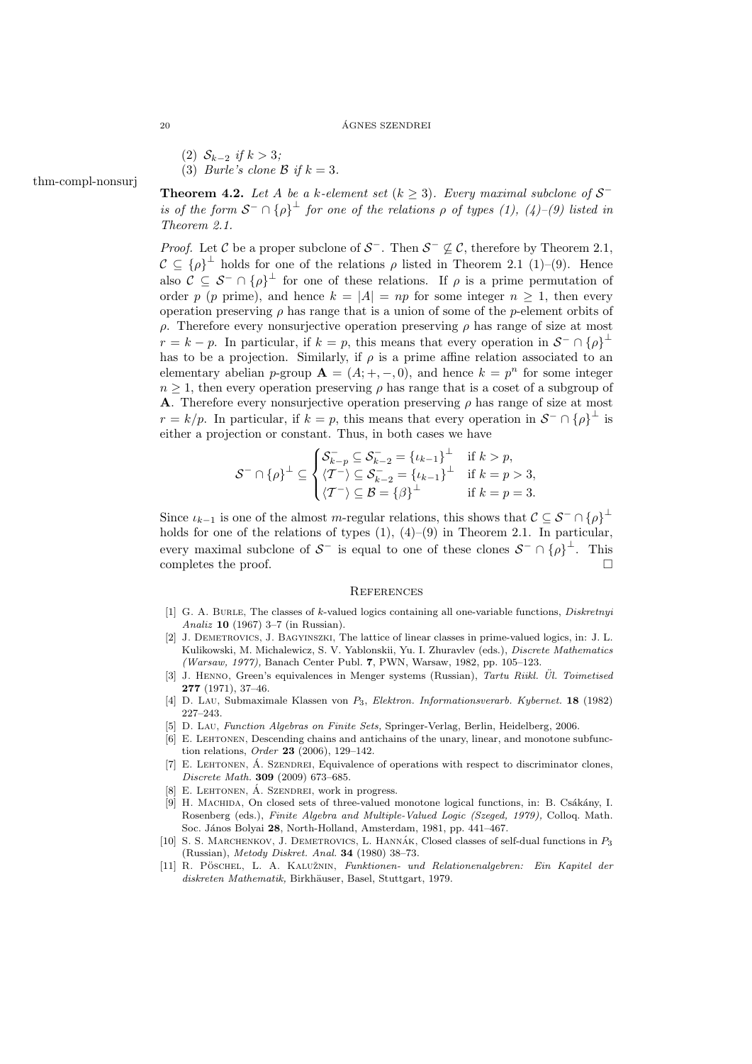(2) $\mathcal{S}_{k-2}$ *if* $k > 3$*;*

(3) *Burle's clone* $\mathcal{B}$ *if* $k = 3$.

**Theorem 4.2.** *Let $A$ be a $k$-element set ($k \geq 3$). Every maximal subclone of $\mathcal{S}^-$ is of the form $\mathcal{S}^- \cap \{\rho\}^\perp$ for one of the relations $\rho$ of types (1), (4)–(9) listed in Theorem 2.1.*

*Proof.* Let $\mathcal{C}$ be a proper subclone of $\mathcal{S}^-$. Then $\mathcal{S}^- \not\subseteq \mathcal{C}$, therefore by Theorem 2.1, $\mathcal{C} \subseteq \{\rho\}^\perp$ holds for one of the relations $\rho$ listed in Theorem 2.1 (1)–(9). Hence also $\mathcal{C} \subseteq \mathcal{S}^- \cap \{\rho\}^\perp$ for one of these relations. If $\rho$ is a prime permutation of order $p$ ($p$ prime), and hence $k = |A| = np$ for some integer $n \geq 1$, then every operation preserving $\rho$ has range that is a union of some of the $p$-element orbits of $\rho$. Therefore every nonsurjective operation preserving $\rho$ has range of size at most $r = k - p$. In particular, if $k = p$, this means that every operation in $\mathcal{S}^- \cap \{\rho\}^\perp$ has to be a projection. Similarly, if $\rho$ is a prime affine relation associated to an elementary abelian $p$-group $\mathbf{A} = (A; +, -, 0)$, and hence $k = p^n$ for some integer $n \geq 1$, then every operation preserving $\rho$ has range that is a coset of a subgroup of $\mathbf{A}$. Therefore every nonsurjective operation preserving $\rho$ has range of size at most $r = k/p$. In particular, if $k = p$, this means that every operation in $\mathcal{S}^- \cap \{\rho\}^\perp$ is either a projection or constant. Thus, in both cases we have

$$\mathcal{S}^- \cap \{\rho\}^\perp \subseteq \begin{cases} \mathcal{S}^-_{k-p} \subseteq \mathcal{S}^-_{k-2} = \{\iota_{k-1}\}^\perp & \text{if } k > p, \\ \langle \mathcal{T}^- \rangle \subseteq \mathcal{S}^-_{k-2} = \{\iota_{k-1}\}^\perp & \text{if } k = p > 3, \\ \langle \mathcal{T}^- \rangle \subseteq \mathcal{B} = \{\beta\}^\perp & \text{if } k = p = 3. \end{cases}$$

Since $\iota_{k-1}$ is one of the almost $m$-regular relations, this shows that $\mathcal{C} \subseteq \mathcal{S}^- \cap \{\rho\}^\perp$ holds for one of the relations of types (1), (4)–(9) in Theorem 2.1. In particular, every maximal subclone of $\mathcal{S}^-$ is equal to one of these clones $\mathcal{S}^- \cap \{\rho\}^\perp$. This completes the proof. $\square$

## References

[1] G. A. Burle, The classes of $k$-valued logics containing all one-variable functions, *Diskretnyi Analiz* **10** (1967) 3–7 (in Russian).

[2] J. Demetrovics, J. Bagyinszki, The lattice of linear classes in prime-valued logics, in: J. L. Kulikowski, M. Michalewicz, S. V. Yablonskii, Yu. I. Zhuravlev (eds.), *Discrete Mathematics (Warsaw, 1977),* Banach Center Publ. **7**, PWN, Warsaw, 1982, pp. 105–123.

[3] J. Henno, Green's equivalences in Menger systems (Russian), *Tartu Riikl. Ül. Toimetised* **277** (1971), 37–46.

[4] D. Lau, Submaximale Klassen von $P_3$, *Elektron. Informationsverarb. Kybernet.* **18** (1982) 227–243.

[5] D. Lau, *Function Algebras on Finite Sets,* Springer-Verlag, Berlin, Heidelberg, 2006.

[6] E. Lehtonen, Descending chains and antichains of the unary, linear, and monotone subfunction relations, *Order* **23** (2006), 129–142.

[7] E. Lehtonen, Á. Szendrei, Equivalence of operations with respect to discriminator clones, *Discrete Math.* **309** (2009) 673–685.

[8] E. Lehtonen, Á. Szendrei, work in progress.

[9] H. Machida, On closed sets of three-valued monotone logical functions, in: B. Csákány, I. Rosenberg (eds.), *Finite Algebra and Multiple-Valued Logic (Szeged, 1979),* Colloq. Math. Soc. János Bolyai **28**, North-Holland, Amsterdam, 1981, pp. 441–467.

[10] S. S. Marchenkov, J. Demetrovics, L. Hannák, Closed classes of self-dual functions in $P_3$ (Russian), *Metody Diskret. Anal.* **34** (1980) 38–73.

[11] R. Pöschel, L. A. Kalužnin, *Funktionen- und Relationenalgebren: Ein Kapitel der diskreten Mathematik,* Birkhäuser, Basel, Stuttgart, 1979.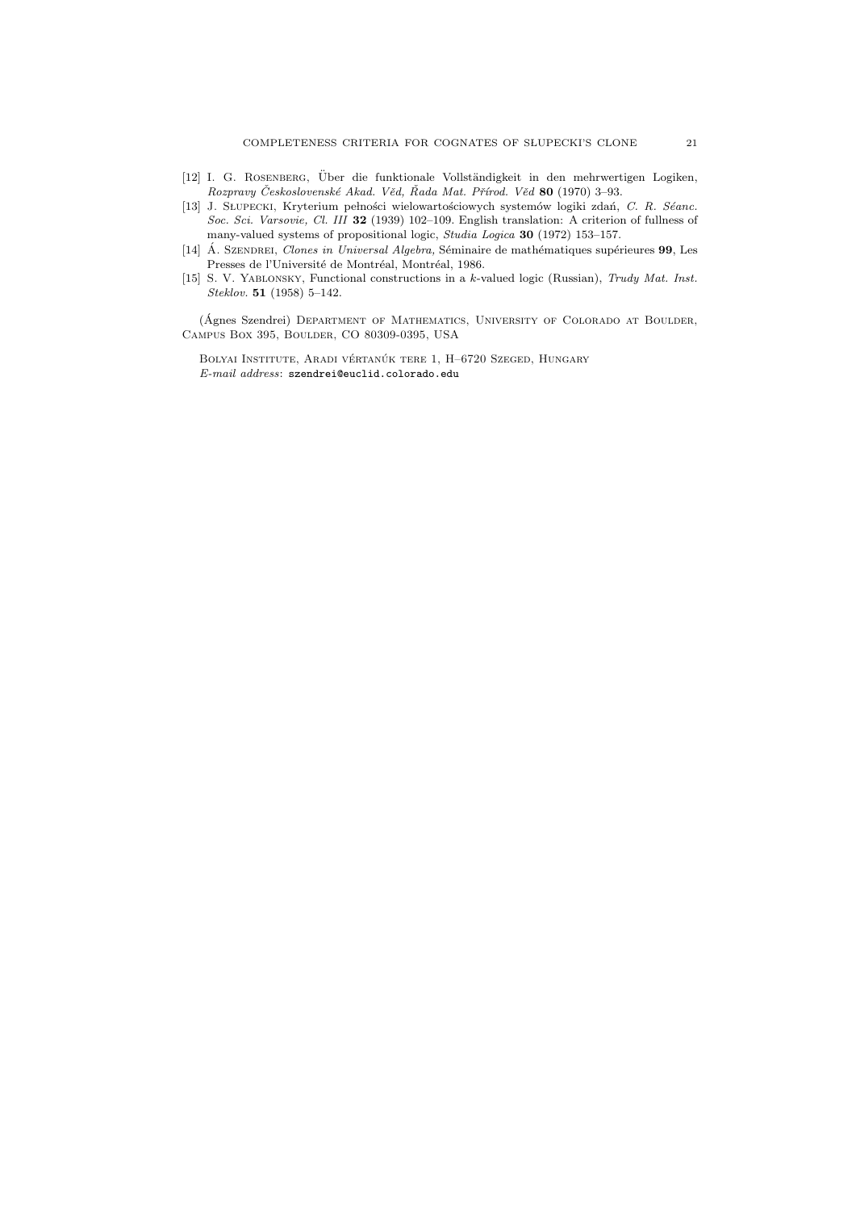[12] I. G. Rosenberg, Über die funktionale Vollständigkeit in den mehrwertigen Logiken, *Rozpravy Československé Akad. Věd, Řada Mat. Přírod. Věd* **80** (1970) 3–93.

[13] J. Słupecki, Kryterium pełności wielowartościowych systemów logiki zdań, *C. R. Séanc. Soc. Sci. Varsovie, Cl. III* **32** (1939) 102–109. English translation: A criterion of fullness of many-valued systems of propositional logic, *Studia Logica* **30** (1972) 153–157.

[14] Á. Szendrei, *Clones in Universal Algebra,* Séminaire de mathématiques supérieures **99**, Les Presses de l'Université de Montréal, Montréal, 1986.

[15] S. V. Yablonsky, Functional constructions in a $k$-valued logic (Russian), *Trudy Mat. Inst. Steklov.* **51** (1958) 5–142.

(Ágnes Szendrei) Department of Mathematics, University of Colorado at Boulder, Campus Box 395, Boulder, CO 80309-0395, USA

Bolyai Institute, Aradi vértanúk tere 1, H–6720 Szeged, Hungary
*E-mail address*: szendrei@euclid.colorado.edu